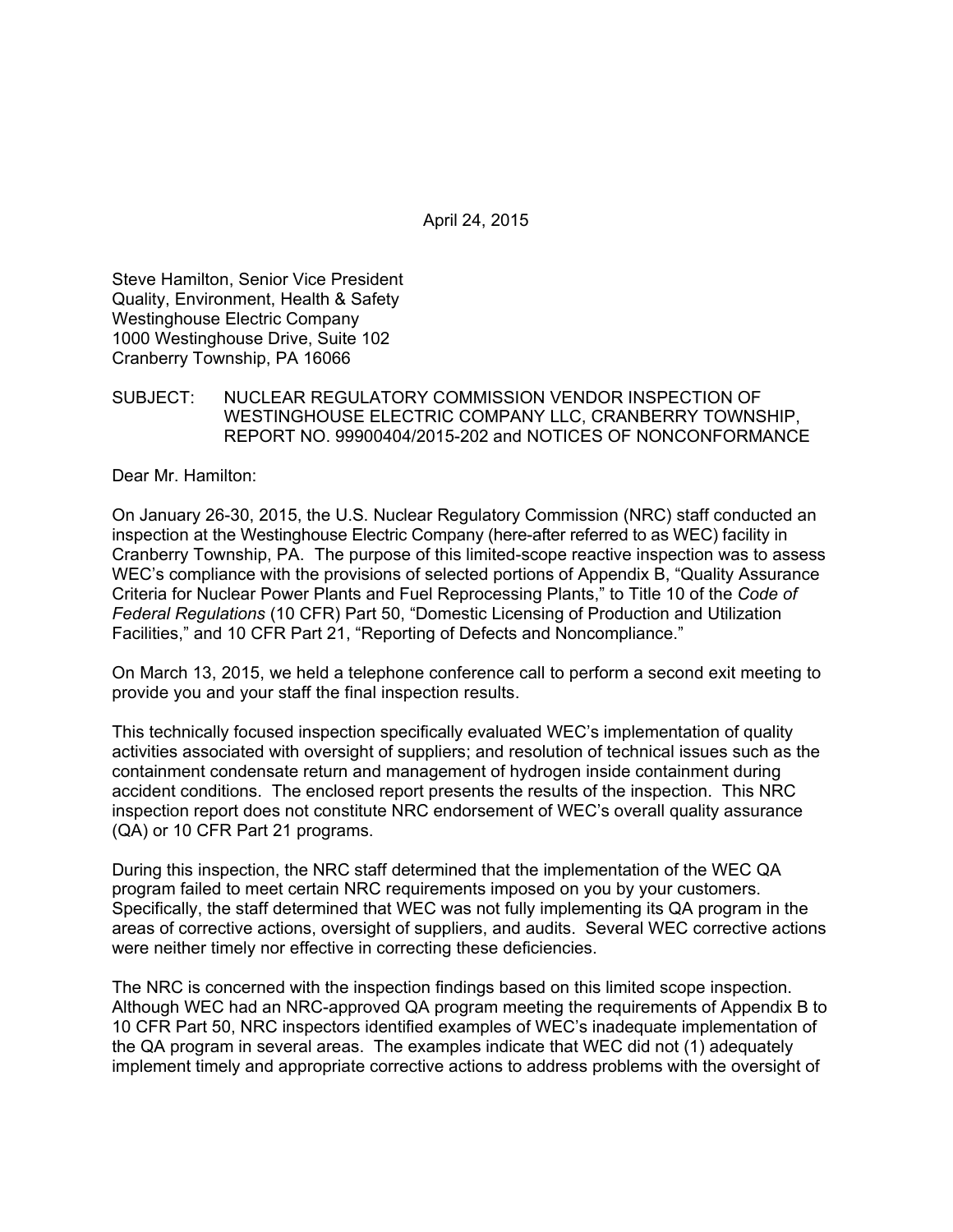April 24, 2015

Steve Hamilton, Senior Vice President  
Quality, Environment, Health & Safety  
Westinghouse Electric Company  
1000 Westinghouse Drive, Suite 102  
Cranberry Township, PA 16066

SUBJECT: NUCLEAR REGULATORY COMMISSION VENDOR INSPECTION OF WESTINGHOUSE ELECTRIC COMPANY LLC, CRANBERRY TOWNSHIP, REPORT NO. 99900404/2015-202 and NOTICES OF NONCONFORMANCE

Dear Mr. Hamilton:

On January 26-30, 2015, the U.S. Nuclear Regulatory Commission (NRC) staff conducted an inspection at the Westinghouse Electric Company (here-after referred to as WEC) facility in Cranberry Township, PA. The purpose of this limited-scope reactive inspection was to assess WEC's compliance with the provisions of selected portions of Appendix B, "Quality Assurance Criteria for Nuclear Power Plants and Fuel Reprocessing Plants," to Title 10 of the *Code of Federal Regulations* (10 CFR) Part 50, "Domestic Licensing of Production and Utilization Facilities," and 10 CFR Part 21, "Reporting of Defects and Noncompliance."

On March 13, 2015, we held a telephone conference call to perform a second exit meeting to provide you and your staff the final inspection results.

This technically focused inspection specifically evaluated WEC's implementation of quality activities associated with oversight of suppliers; and resolution of technical issues such as the containment condensate return and management of hydrogen inside containment during accident conditions. The enclosed report presents the results of the inspection. This NRC inspection report does not constitute NRC endorsement of WEC's overall quality assurance (QA) or 10 CFR Part 21 programs.

During this inspection, the NRC staff determined that the implementation of the WEC QA program failed to meet certain NRC requirements imposed on you by your customers. Specifically, the staff determined that WEC was not fully implementing its QA program in the areas of corrective actions, oversight of suppliers, and audits. Several WEC corrective actions were neither timely nor effective in correcting these deficiencies.

The NRC is concerned with the inspection findings based on this limited scope inspection. Although WEC had an NRC-approved QA program meeting the requirements of Appendix B to 10 CFR Part 50, NRC inspectors identified examples of WEC's inadequate implementation of the QA program in several areas. The examples indicate that WEC did not (1) adequately implement timely and appropriate corrective actions to address problems with the oversight of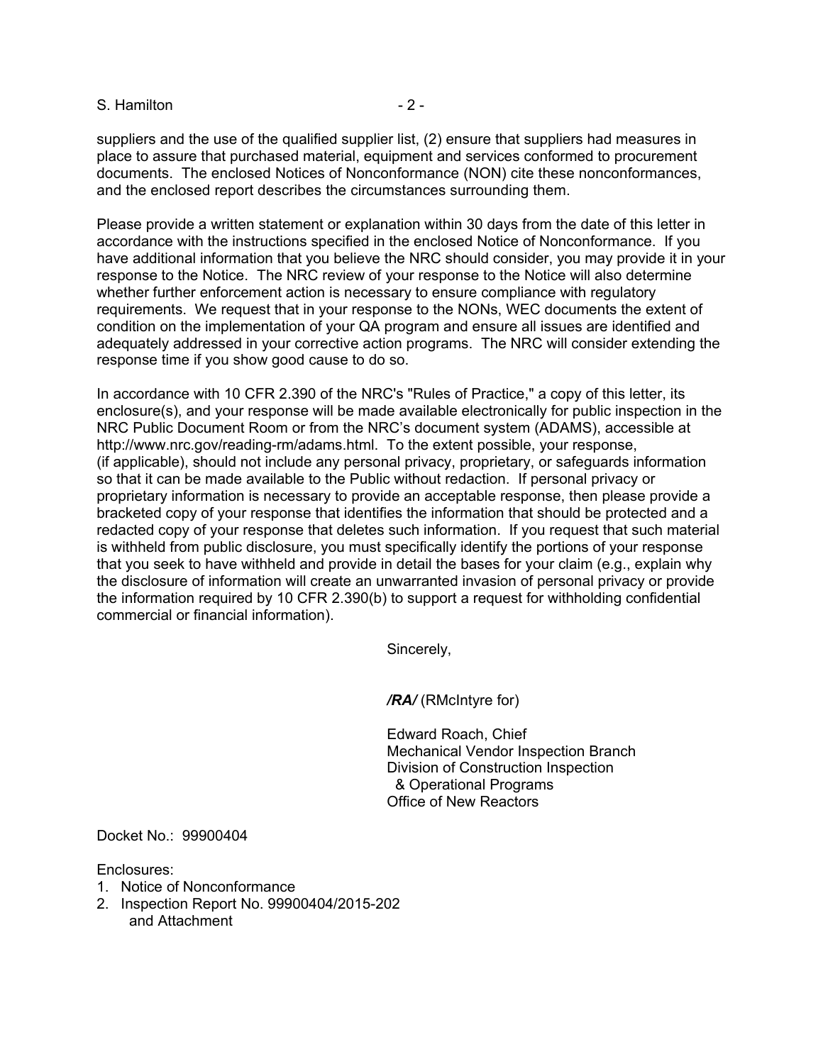suppliers and the use of the qualified supplier list, (2) ensure that suppliers had measures in place to assure that purchased material, equipment and services conformed to procurement documents. The enclosed Notices of Nonconformance (NON) cite these nonconformances, and the enclosed report describes the circumstances surrounding them.

Please provide a written statement or explanation within 30 days from the date of this letter in accordance with the instructions specified in the enclosed Notice of Nonconformance. If you have additional information that you believe the NRC should consider, you may provide it in your response to the Notice. The NRC review of your response to the Notice will also determine whether further enforcement action is necessary to ensure compliance with regulatory requirements. We request that in your response to the NONs, WEC documents the extent of condition on the implementation of your QA program and ensure all issues are identified and adequately addressed in your corrective action programs. The NRC will consider extending the response time if you show good cause to do so.

In accordance with 10 CFR 2.390 of the NRC's "Rules of Practice," a copy of this letter, its enclosure(s), and your response will be made available electronically for public inspection in the NRC Public Document Room or from the NRC's document system (ADAMS), accessible at http://www.nrc.gov/reading-rm/adams.html. To the extent possible, your response, (if applicable), should not include any personal privacy, proprietary, or safeguards information so that it can be made available to the Public without redaction. If personal privacy or proprietary information is necessary to provide an acceptable response, then please provide a bracketed copy of your response that identifies the information that should be protected and a redacted copy of your response that deletes such information. If you request that such material is withheld from public disclosure, you must specifically identify the portions of your response that you seek to have withheld and provide in detail the bases for your claim (e.g., explain why the disclosure of information will create an unwarranted invasion of personal privacy or provide the information required by 10 CFR 2.390(b) to support a request for withholding confidential commercial or financial information).

Sincerely,

***/RA/*** (RMcIntyre for)

Edward Roach, Chief
Mechanical Vendor Inspection Branch
Division of Construction Inspection
& Operational Programs
Office of New Reactors

Docket No.: 99900404

Enclosures:
1. Notice of Nonconformance
2. Inspection Report No. 99900404/2015-202 and Attachment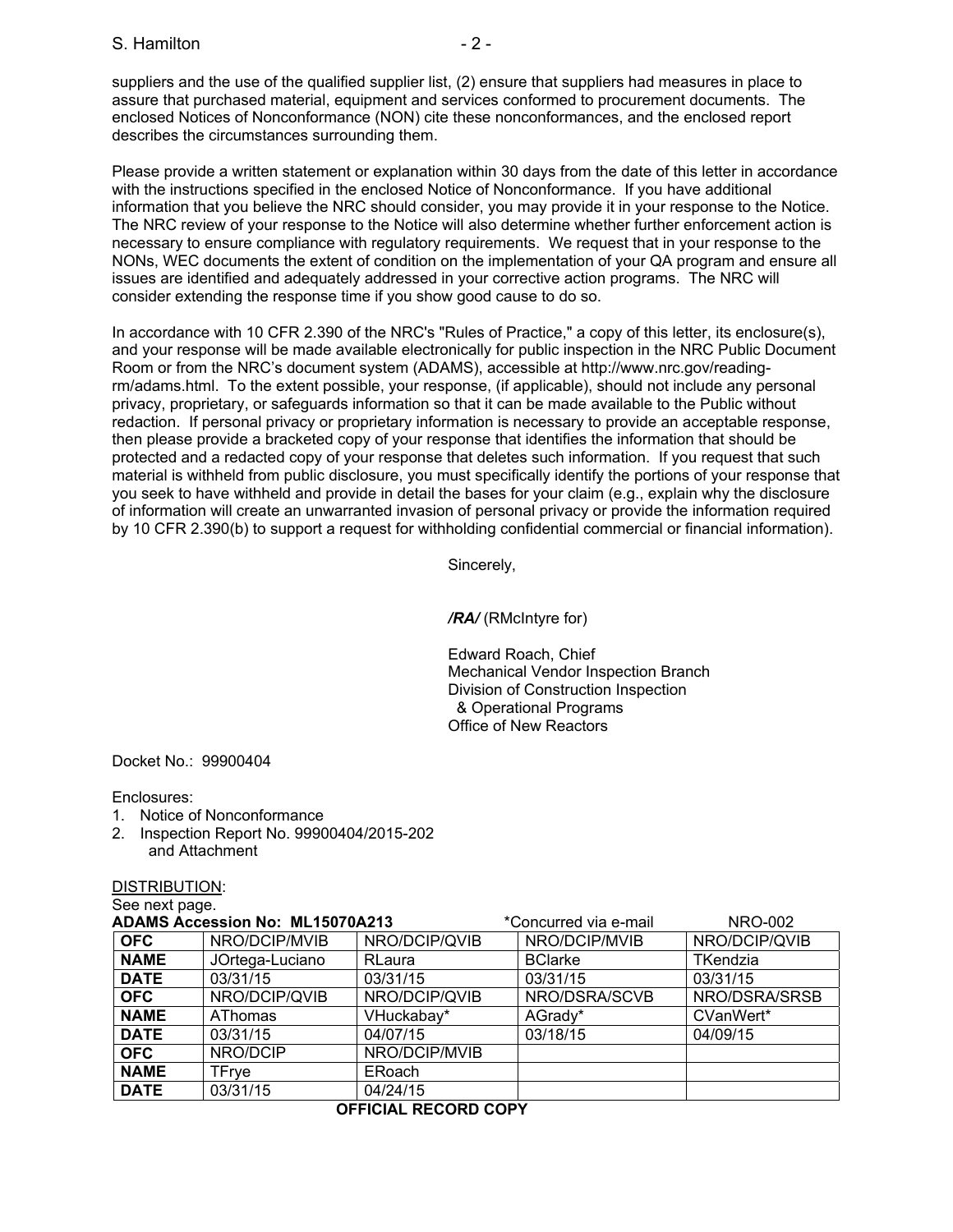suppliers and the use of the qualified supplier list, (2) ensure that suppliers had measures in place to assure that purchased material, equipment and services conformed to procurement documents. The enclosed Notices of Nonconformance (NON) cite these nonconformances, and the enclosed report describes the circumstances surrounding them.

Please provide a written statement or explanation within 30 days from the date of this letter in accordance with the instructions specified in the enclosed Notice of Nonconformance. If you have additional information that you believe the NRC should consider, you may provide it in your response to the Notice. The NRC review of your response to the Notice will also determine whether further enforcement action is necessary to ensure compliance with regulatory requirements. We request that in your response to the NONs, WEC documents the extent of condition on the implementation of your QA program and ensure all issues are identified and adequately addressed in your corrective action programs. The NRC will consider extending the response time if you show good cause to do so.

In accordance with 10 CFR 2.390 of the NRC's "Rules of Practice," a copy of this letter, its enclosure(s), and your response will be made available electronically for public inspection in the NRC Public Document Room or from the NRC's document system (ADAMS), accessible at http://www.nrc.gov/reading-rm/adams.html. To the extent possible, your response, (if applicable), should not include any personal privacy, proprietary, or safeguards information so that it can be made available to the Public without redaction. If personal privacy or proprietary information is necessary to provide an acceptable response, then please provide a bracketed copy of your response that identifies the information that should be protected and a redacted copy of your response that deletes such information. If you request that such material is withheld from public disclosure, you must specifically identify the portions of your response that you seek to have withheld and provide in detail the bases for your claim (e.g., explain why the disclosure of information will create an unwarranted invasion of personal privacy or provide the information required by 10 CFR 2.390(b) to support a request for withholding confidential commercial or financial information).

Sincerely,

***/RA/*** (RMcIntyre for)

Edward Roach, Chief
Mechanical Vendor Inspection Branch
Division of Construction Inspection
& Operational Programs
Office of New Reactors

Docket No.: 99900404

Enclosures:
1. Notice of Nonconformance
2. Inspection Report No. 99900404/2015-202 and Attachment

DISTRIBUTION:
See next page.

**ADAMS Accession No: ML15070A213** *Concurred via e-mail NRO-002

| **OFC** | NRO/DCIP/MVIB | NRO/DCIP/QVIB | NRO/DCIP/MVIB | NRO/DCIP/QVIB |
|---|---|---|---|---|
| **NAME** | JOrtega-Luciano | RLaura | BClarke | TKendzia |
| **DATE** | 03/31/15 | 03/31/15 | 03/31/15 | 03/31/15 |
| **OFC** | NRO/DCIP/QVIB | NRO/DCIP/QVIB | NRO/DSRA/SCVB | NRO/DSRA/SRSB |
| **NAME** | AThomas | VHuckabay* | AGrady* | CVanWert* |
| **DATE** | 03/31/15 | 04/07/15 | 03/18/15 | 04/09/15 |
| **OFC** | NRO/DCIP | NRO/DCIP/MVIB | | |
| **NAME** | TFrye | ERoach | | |
| **DATE** | 03/31/15 | 04/24/15 | | |

**OFFICIAL RECORD COPY**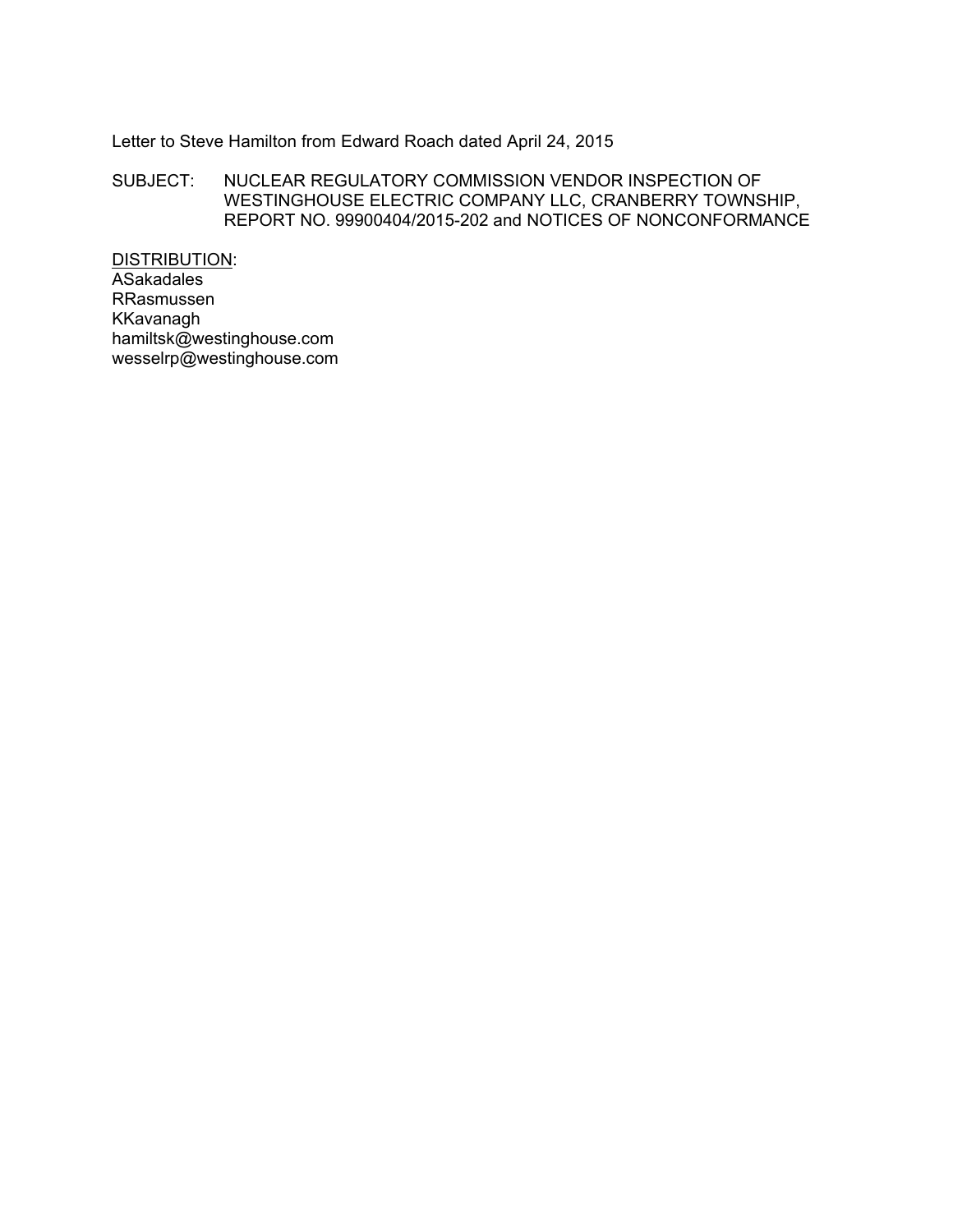Letter to Steve Hamilton from Edward Roach dated April 24, 2015

SUBJECT: NUCLEAR REGULATORY COMMISSION VENDOR INSPECTION OF WESTINGHOUSE ELECTRIC COMPANY LLC, CRANBERRY TOWNSHIP, REPORT NO. 99900404/2015-202 and NOTICES OF NONCONFORMANCE

<u>DISTRIBUTION</u>:
ASakadales
RRasmussen
KKavanagh
hamiltsk@westinghouse.com
wesselrp@westinghouse.com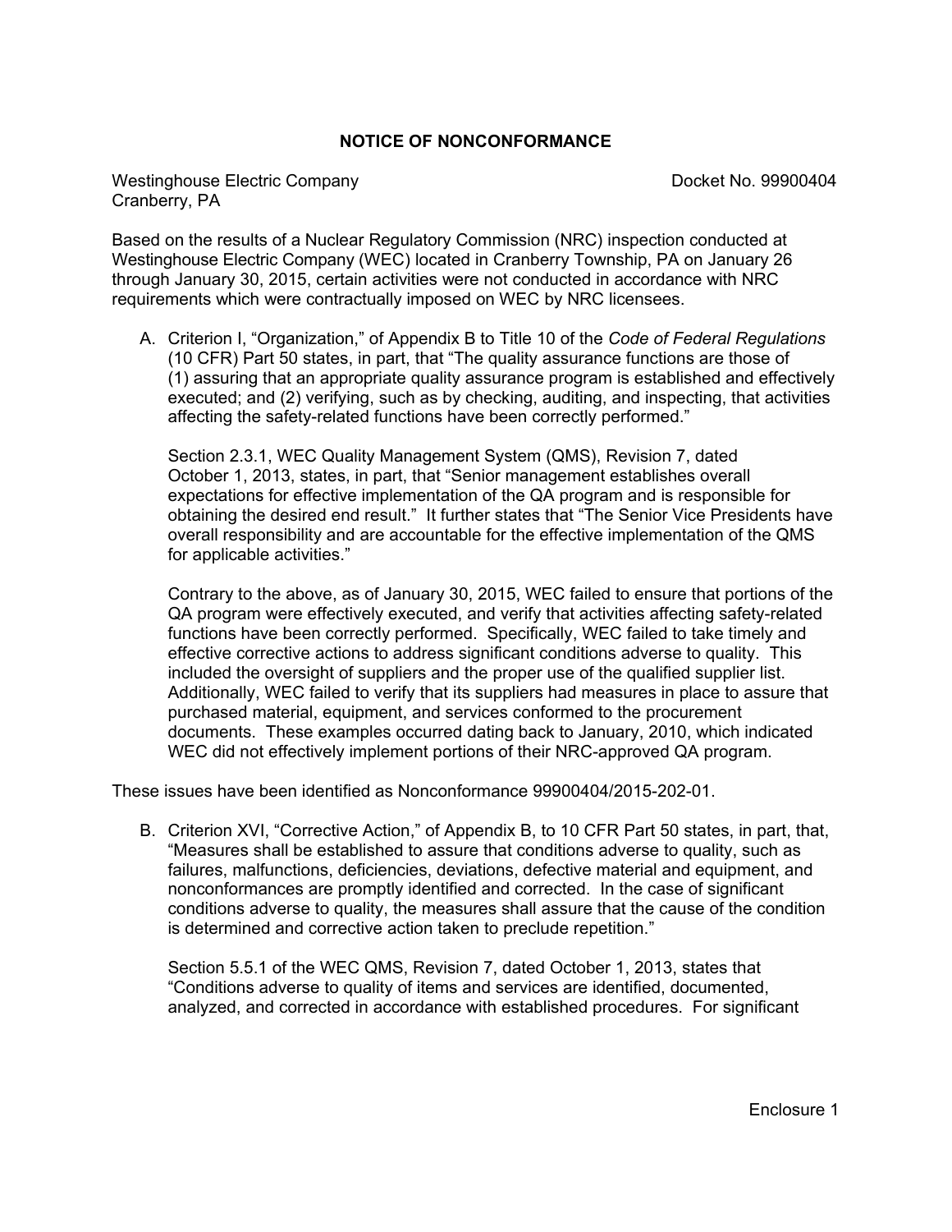## NOTICE OF NONCONFORMANCE

Westinghouse Electric Company
Cranberry, PA

Docket No. 99900404

Based on the results of a Nuclear Regulatory Commission (NRC) inspection conducted at Westinghouse Electric Company (WEC) located in Cranberry Township, PA on January 26 through January 30, 2015, certain activities were not conducted in accordance with NRC requirements which were contractually imposed on WEC by NRC licensees.

A. Criterion I, "Organization," of Appendix B to Title 10 of the *Code of Federal Regulations* (10 CFR) Part 50 states, in part, that "The quality assurance functions are those of (1) assuring that an appropriate quality assurance program is established and effectively executed; and (2) verifying, such as by checking, auditing, and inspecting, that activities affecting the safety-related functions have been correctly performed."

   Section 2.3.1, WEC Quality Management System (QMS), Revision 7, dated October 1, 2013, states, in part, that "Senior management establishes overall expectations for effective implementation of the QA program and is responsible for obtaining the desired end result." It further states that "The Senior Vice Presidents have overall responsibility and are accountable for the effective implementation of the QMS for applicable activities."

   Contrary to the above, as of January 30, 2015, WEC failed to ensure that portions of the QA program were effectively executed, and verify that activities affecting safety-related functions have been correctly performed. Specifically, WEC failed to take timely and effective corrective actions to address significant conditions adverse to quality. This included the oversight of suppliers and the proper use of the qualified supplier list. Additionally, WEC failed to verify that its suppliers had measures in place to assure that purchased material, equipment, and services conformed to the procurement documents. These examples occurred dating back to January, 2010, which indicated WEC did not effectively implement portions of their NRC-approved QA program.

These issues have been identified as Nonconformance 99900404/2015-202-01.

B. Criterion XVI, "Corrective Action," of Appendix B, to 10 CFR Part 50 states, in part, that, "Measures shall be established to assure that conditions adverse to quality, such as failures, malfunctions, deficiencies, deviations, defective material and equipment, and nonconformances are promptly identified and corrected. In the case of significant conditions adverse to quality, the measures shall assure that the cause of the condition is determined and corrective action taken to preclude repetition."

   Section 5.5.1 of the WEC QMS, Revision 7, dated October 1, 2013, states that "Conditions adverse to quality of items and services are identified, documented, analyzed, and corrected in accordance with established procedures. For significant

Enclosure 1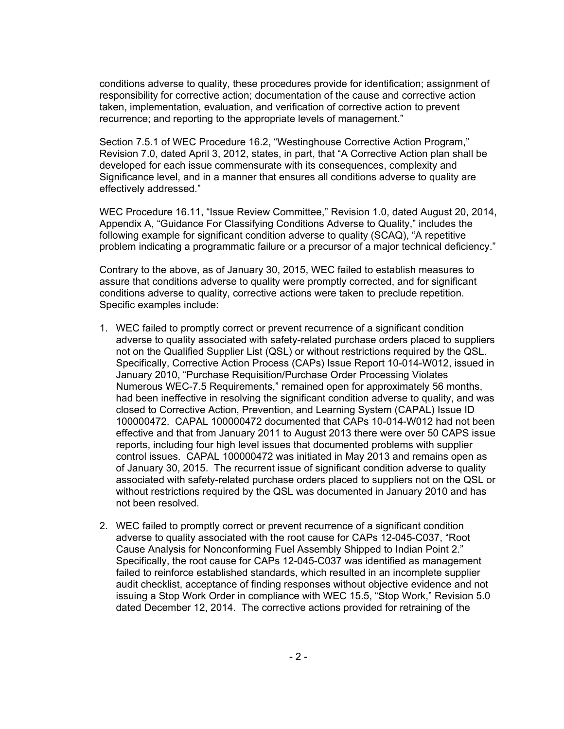conditions adverse to quality, these procedures provide for identification; assignment of responsibility for corrective action; documentation of the cause and corrective action taken, implementation, evaluation, and verification of corrective action to prevent recurrence; and reporting to the appropriate levels of management."

Section 7.5.1 of WEC Procedure 16.2, "Westinghouse Corrective Action Program," Revision 7.0, dated April 3, 2012, states, in part, that "A Corrective Action plan shall be developed for each issue commensurate with its consequences, complexity and Significance level, and in a manner that ensures all conditions adverse to quality are effectively addressed."

WEC Procedure 16.11, "Issue Review Committee," Revision 1.0, dated August 20, 2014, Appendix A, "Guidance For Classifying Conditions Adverse to Quality," includes the following example for significant condition adverse to quality (SCAQ), "A repetitive problem indicating a programmatic failure or a precursor of a major technical deficiency."

Contrary to the above, as of January 30, 2015, WEC failed to establish measures to assure that conditions adverse to quality were promptly corrected, and for significant conditions adverse to quality, corrective actions were taken to preclude repetition. Specific examples include:

1. WEC failed to promptly correct or prevent recurrence of a significant condition adverse to quality associated with safety-related purchase orders placed to suppliers not on the Qualified Supplier List (QSL) or without restrictions required by the QSL. Specifically, Corrective Action Process (CAPs) Issue Report 10-014-W012, issued in January 2010, "Purchase Requisition/Purchase Order Processing Violates Numerous WEC-7.5 Requirements," remained open for approximately 56 months, had been ineffective in resolving the significant condition adverse to quality, and was closed to Corrective Action, Prevention, and Learning System (CAPAL) Issue ID 100000472. CAPAL 100000472 documented that CAPs 10-014-W012 had not been effective and that from January 2011 to August 2013 there were over 50 CAPS issue reports, including four high level issues that documented problems with supplier control issues. CAPAL 100000472 was initiated in May 2013 and remains open as of January 30, 2015. The recurrent issue of significant condition adverse to quality associated with safety-related purchase orders placed to suppliers not on the QSL or without restrictions required by the QSL was documented in January 2010 and has not been resolved.

2. WEC failed to promptly correct or prevent recurrence of a significant condition adverse to quality associated with the root cause for CAPs 12-045-C037, "Root Cause Analysis for Nonconforming Fuel Assembly Shipped to Indian Point 2." Specifically, the root cause for CAPs 12-045-C037 was identified as management failed to reinforce established standards, which resulted in an incomplete supplier audit checklist, acceptance of finding responses without objective evidence and not issuing a Stop Work Order in compliance with WEC 15.5, "Stop Work," Revision 5.0 dated December 12, 2014. The corrective actions provided for retraining of the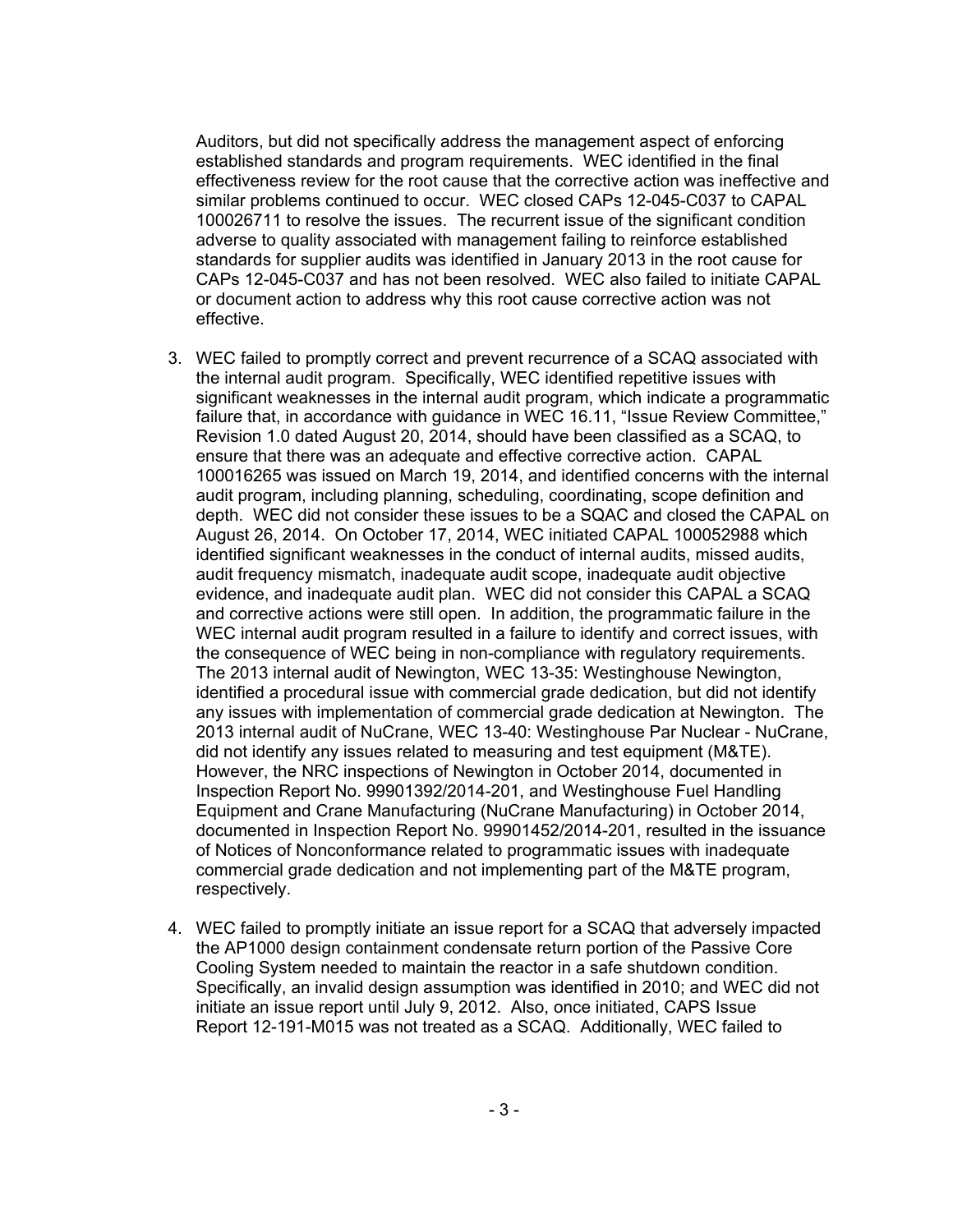Auditors, but did not specifically address the management aspect of enforcing established standards and program requirements. WEC identified in the final effectiveness review for the root cause that the corrective action was ineffective and similar problems continued to occur. WEC closed CAPs 12-045-C037 to CAPAL 100026711 to resolve the issues. The recurrent issue of the significant condition adverse to quality associated with management failing to reinforce established standards for supplier audits was identified in January 2013 in the root cause for CAPs 12-045-C037 and has not been resolved. WEC also failed to initiate CAPAL or document action to address why this root cause corrective action was not effective.

3. WEC failed to promptly correct and prevent recurrence of a SCAQ associated with the internal audit program. Specifically, WEC identified repetitive issues with significant weaknesses in the internal audit program, which indicate a programmatic failure that, in accordance with guidance in WEC 16.11, "Issue Review Committee," Revision 1.0 dated August 20, 2014, should have been classified as a SCAQ, to ensure that there was an adequate and effective corrective action. CAPAL 100016265 was issued on March 19, 2014, and identified concerns with the internal audit program, including planning, scheduling, coordinating, scope definition and depth. WEC did not consider these issues to be a SQAC and closed the CAPAL on August 26, 2014. On October 17, 2014, WEC initiated CAPAL 100052988 which identified significant weaknesses in the conduct of internal audits, missed audits, audit frequency mismatch, inadequate audit scope, inadequate audit objective evidence, and inadequate audit plan. WEC did not consider this CAPAL a SCAQ and corrective actions were still open. In addition, the programmatic failure in the WEC internal audit program resulted in a failure to identify and correct issues, with the consequence of WEC being in non-compliance with regulatory requirements. The 2013 internal audit of Newington, WEC 13-35: Westinghouse Newington, identified a procedural issue with commercial grade dedication, but did not identify any issues with implementation of commercial grade dedication at Newington. The 2013 internal audit of NuCrane, WEC 13-40: Westinghouse Par Nuclear - NuCrane, did not identify any issues related to measuring and test equipment (M&TE). However, the NRC inspections of Newington in October 2014, documented in Inspection Report No. 99901392/2014-201, and Westinghouse Fuel Handling Equipment and Crane Manufacturing (NuCrane Manufacturing) in October 2014, documented in Inspection Report No. 99901452/2014-201, resulted in the issuance of Notices of Nonconformance related to programmatic issues with inadequate commercial grade dedication and not implementing part of the M&TE program, respectively.

4. WEC failed to promptly initiate an issue report for a SCAQ that adversely impacted the AP1000 design containment condensate return portion of the Passive Core Cooling System needed to maintain the reactor in a safe shutdown condition. Specifically, an invalid design assumption was identified in 2010; and WEC did not initiate an issue report until July 9, 2012. Also, once initiated, CAPS Issue Report 12-191-M015 was not treated as a SCAQ. Additionally, WEC failed to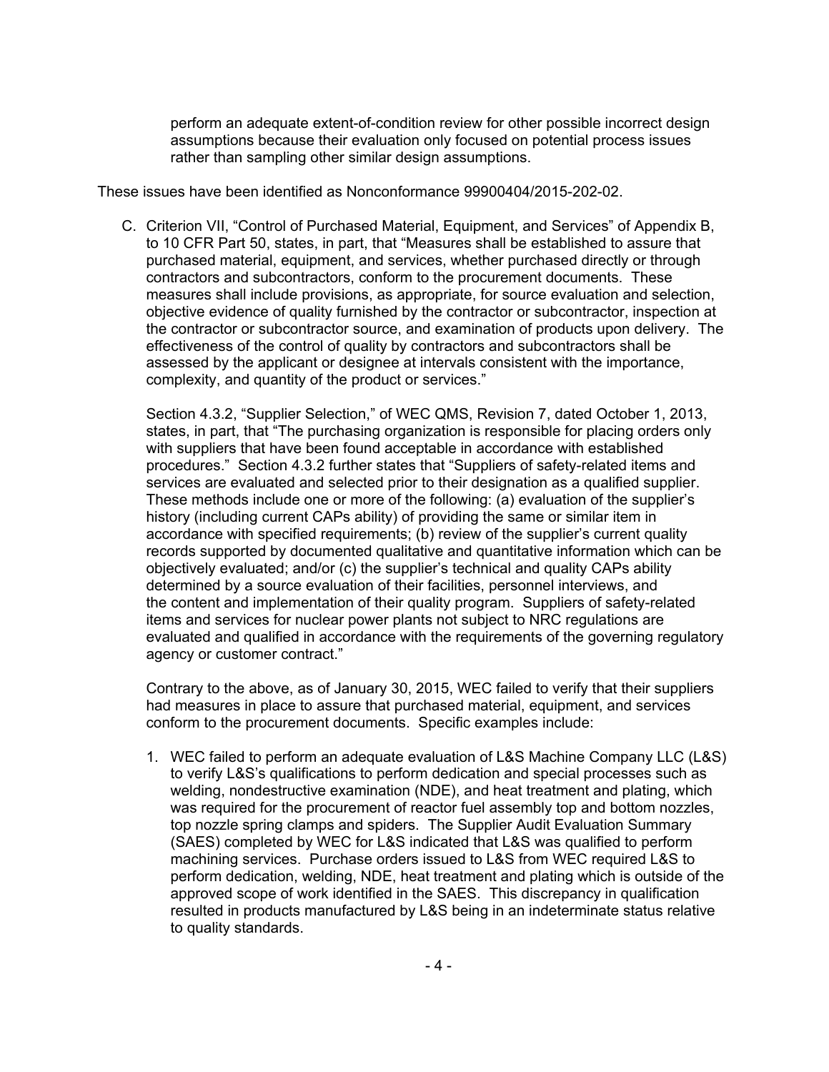perform an adequate extent-of-condition review for other possible incorrect design assumptions because their evaluation only focused on potential process issues rather than sampling other similar design assumptions.

These issues have been identified as Nonconformance 99900404/2015-202-02.

C. Criterion VII, "Control of Purchased Material, Equipment, and Services" of Appendix B, to 10 CFR Part 50, states, in part, that "Measures shall be established to assure that purchased material, equipment, and services, whether purchased directly or through contractors and subcontractors, conform to the procurement documents. These measures shall include provisions, as appropriate, for source evaluation and selection, objective evidence of quality furnished by the contractor or subcontractor, inspection at the contractor or subcontractor source, and examination of products upon delivery. The effectiveness of the control of quality by contractors and subcontractors shall be assessed by the applicant or designee at intervals consistent with the importance, complexity, and quantity of the product or services."

   Section 4.3.2, "Supplier Selection," of WEC QMS, Revision 7, dated October 1, 2013, states, in part, that "The purchasing organization is responsible for placing orders only with suppliers that have been found acceptable in accordance with established procedures." Section 4.3.2 further states that "Suppliers of safety-related items and services are evaluated and selected prior to their designation as a qualified supplier. These methods include one or more of the following: (a) evaluation of the supplier's history (including current CAPs ability) of providing the same or similar item in accordance with specified requirements; (b) review of the supplier's current quality records supported by documented qualitative and quantitative information which can be objectively evaluated; and/or (c) the supplier's technical and quality CAPs ability determined by a source evaluation of their facilities, personnel interviews, and the content and implementation of their quality program. Suppliers of safety-related items and services for nuclear power plants not subject to NRC regulations are evaluated and qualified in accordance with the requirements of the governing regulatory agency or customer contract."

   Contrary to the above, as of January 30, 2015, WEC failed to verify that their suppliers had measures in place to assure that purchased material, equipment, and services conform to the procurement documents. Specific examples include:

   1. WEC failed to perform an adequate evaluation of L&S Machine Company LLC (L&S) to verify L&S's qualifications to perform dedication and special processes such as welding, nondestructive examination (NDE), and heat treatment and plating, which was required for the procurement of reactor fuel assembly top and bottom nozzles, top nozzle spring clamps and spiders. The Supplier Audit Evaluation Summary (SAES) completed by WEC for L&S indicated that L&S was qualified to perform machining services. Purchase orders issued to L&S from WEC required L&S to perform dedication, welding, NDE, heat treatment and plating which is outside of the approved scope of work identified in the SAES. This discrepancy in qualification resulted in products manufactured by L&S being in an indeterminate status relative to quality standards.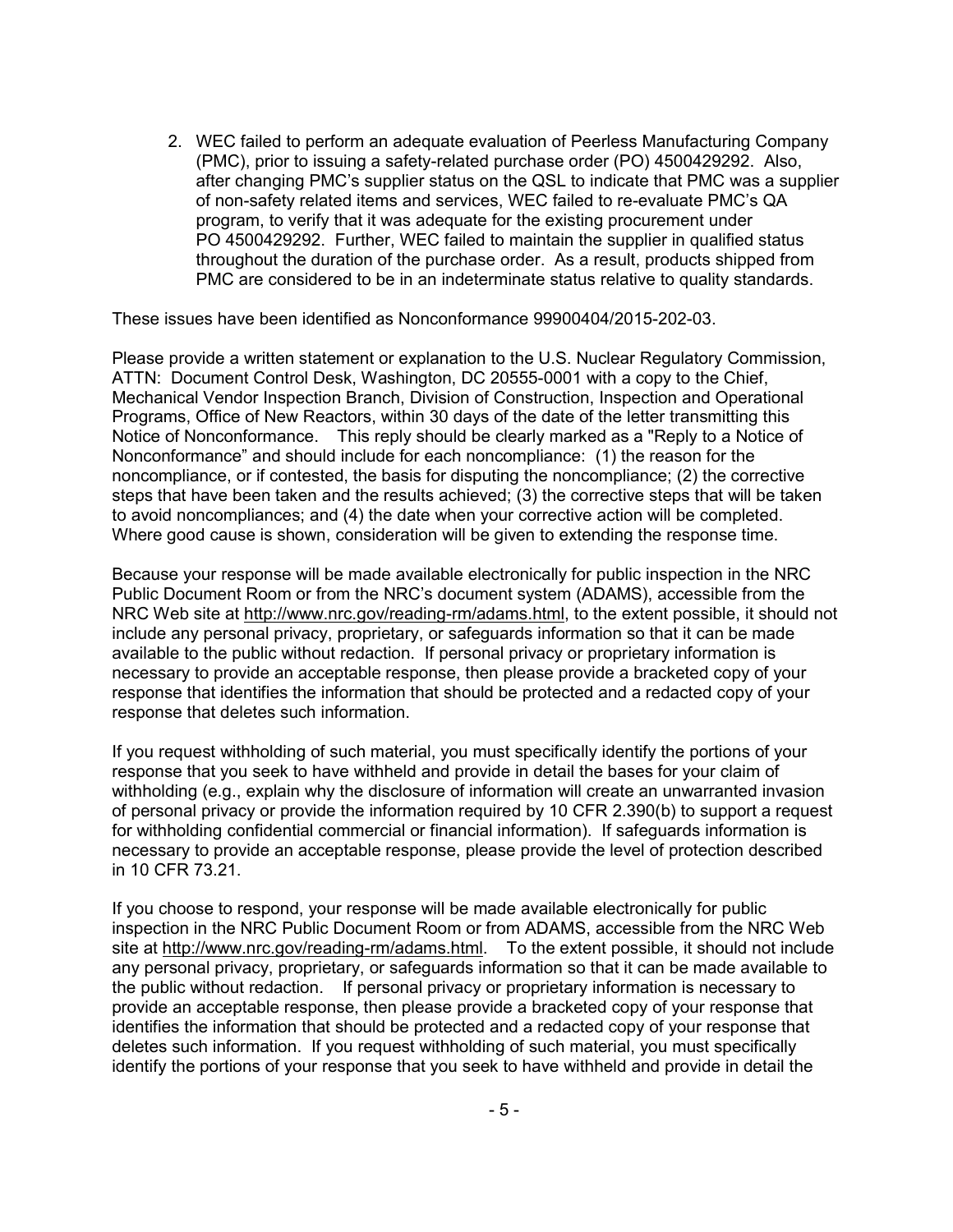2. WEC failed to perform an adequate evaluation of Peerless Manufacturing Company (PMC), prior to issuing a safety-related purchase order (PO) 4500429292. Also, after changing PMC's supplier status on the QSL to indicate that PMC was a supplier of non-safety related items and services, WEC failed to re-evaluate PMC's QA program, to verify that it was adequate for the existing procurement under PO 4500429292. Further, WEC failed to maintain the supplier in qualified status throughout the duration of the purchase order. As a result, products shipped from PMC are considered to be in an indeterminate status relative to quality standards.

These issues have been identified as Nonconformance 99900404/2015-202-03.

Please provide a written statement or explanation to the U.S. Nuclear Regulatory Commission, ATTN: Document Control Desk, Washington, DC 20555-0001 with a copy to the Chief, Mechanical Vendor Inspection Branch, Division of Construction, Inspection and Operational Programs, Office of New Reactors, within 30 days of the date of the letter transmitting this Notice of Nonconformance. This reply should be clearly marked as a "Reply to a Notice of Nonconformance" and should include for each noncompliance: (1) the reason for the noncompliance, or if contested, the basis for disputing the noncompliance; (2) the corrective steps that have been taken and the results achieved; (3) the corrective steps that will be taken to avoid noncompliances; and (4) the date when your corrective action will be completed. Where good cause is shown, consideration will be given to extending the response time.

Because your response will be made available electronically for public inspection in the NRC Public Document Room or from the NRC's document system (ADAMS), accessible from the NRC Web site at http://www.nrc.gov/reading-rm/adams.html, to the extent possible, it should not include any personal privacy, proprietary, or safeguards information so that it can be made available to the public without redaction. If personal privacy or proprietary information is necessary to provide an acceptable response, then please provide a bracketed copy of your response that identifies the information that should be protected and a redacted copy of your response that deletes such information.

If you request withholding of such material, you must specifically identify the portions of your response that you seek to have withheld and provide in detail the bases for your claim of withholding (e.g., explain why the disclosure of information will create an unwarranted invasion of personal privacy or provide the information required by 10 CFR 2.390(b) to support a request for withholding confidential commercial or financial information). If safeguards information is necessary to provide an acceptable response, please provide the level of protection described in 10 CFR 73.21.

If you choose to respond, your response will be made available electronically for public inspection in the NRC Public Document Room or from ADAMS, accessible from the NRC Web site at http://www.nrc.gov/reading-rm/adams.html. To the extent possible, it should not include any personal privacy, proprietary, or safeguards information so that it can be made available to the public without redaction. If personal privacy or proprietary information is necessary to provide an acceptable response, then please provide a bracketed copy of your response that identifies the information that should be protected and a redacted copy of your response that deletes such information. If you request withholding of such material, you must specifically identify the portions of your response that you seek to have withheld and provide in detail the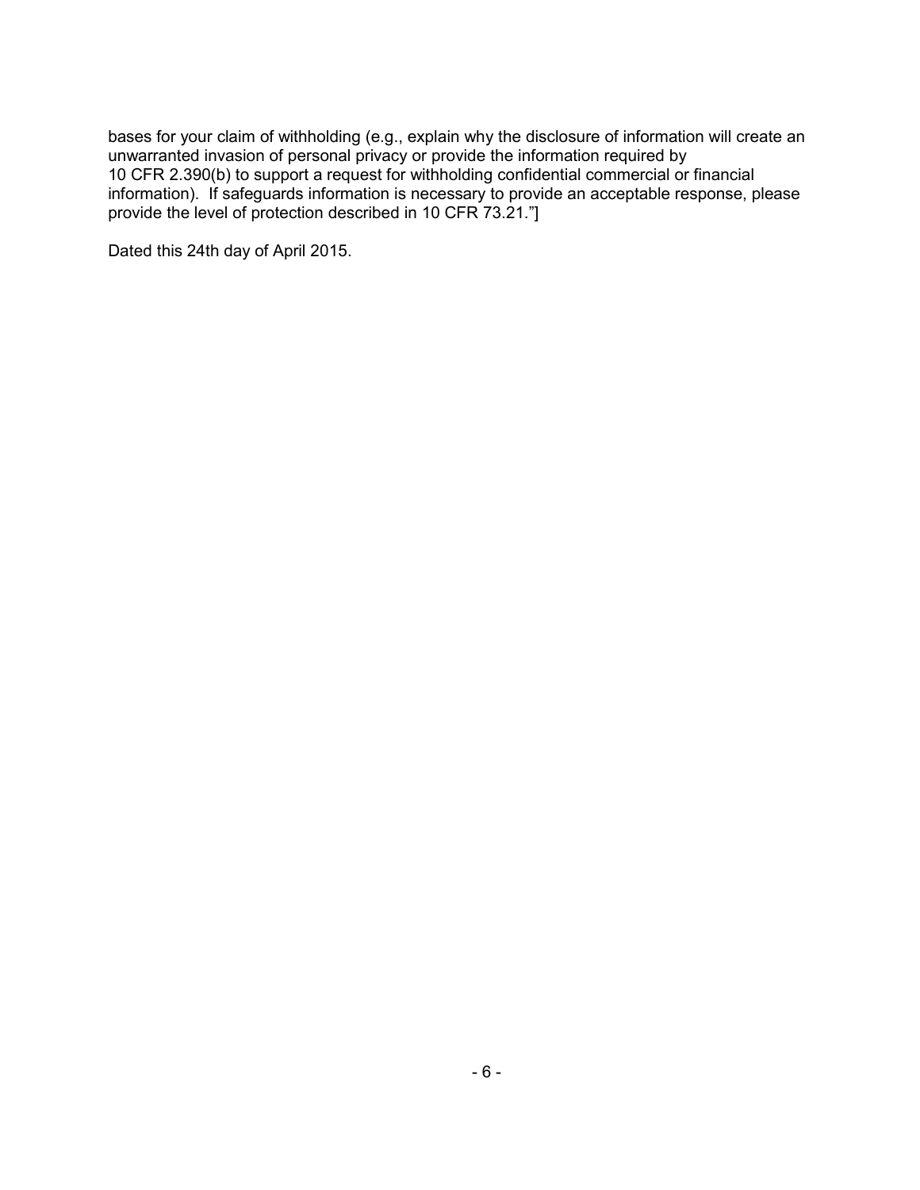bases for your claim of withholding (e.g., explain why the disclosure of information will create an unwarranted invasion of personal privacy or provide the information required by 10 CFR 2.390(b) to support a request for withholding confidential commercial or financial information). If safeguards information is necessary to provide an acceptable response, please provide the level of protection described in 10 CFR 73.21."]

Dated this 24th day of April 2015.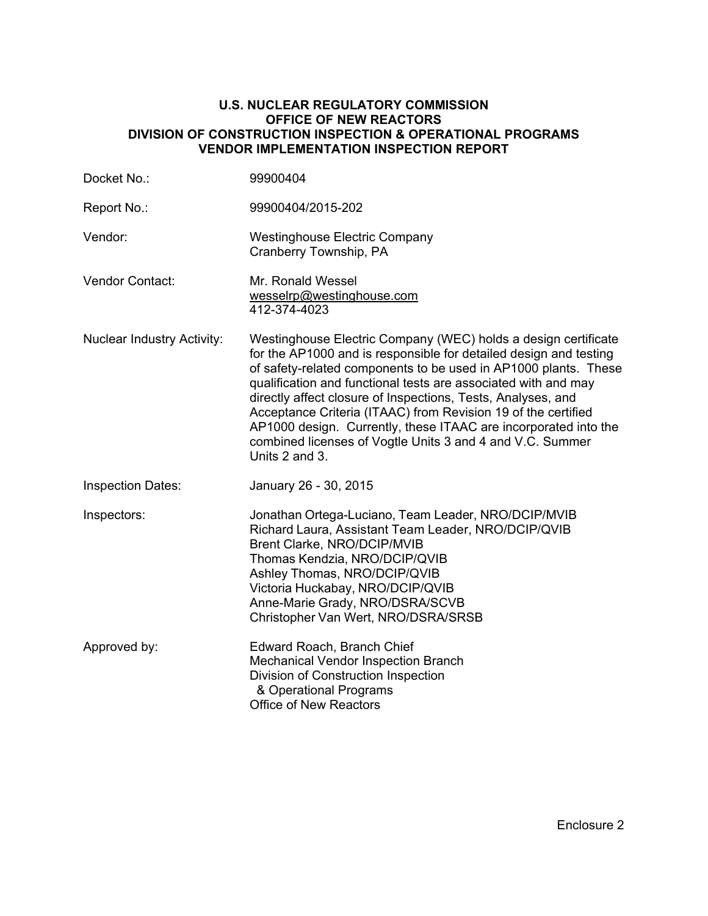**U.S. NUCLEAR REGULATORY COMMISSION**
**OFFICE OF NEW REACTORS**
**DIVISION OF CONSTRUCTION INSPECTION & OPERATIONAL PROGRAMS**
**VENDOR IMPLEMENTATION INSPECTION REPORT**

| | |
|---|---|
| Docket No.: | 99900404 |
| Report No.: | 99900404/2015-202 |
| Vendor: | Westinghouse Electric Company<br>Cranberry Township, PA |
| Vendor Contact: | Mr. Ronald Wessel<br>wesselrp@westinghouse.com<br>412-374-4023 |
| Nuclear Industry Activity: | Westinghouse Electric Company (WEC) holds a design certificate for the AP1000 and is responsible for detailed design and testing of safety-related components to be used in AP1000 plants. These qualification and functional tests are associated with and may directly affect closure of Inspections, Tests, Analyses, and Acceptance Criteria (ITAAC) from Revision 19 of the certified AP1000 design. Currently, these ITAAC are incorporated into the combined licenses of Vogtle Units 3 and 4 and V.C. Summer Units 2 and 3. |
| Inspection Dates: | January 26 - 30, 2015 |
| Inspectors: | Jonathan Ortega-Luciano, Team Leader, NRO/DCIP/MVIB<br>Richard Laura, Assistant Team Leader, NRO/DCIP/QVIB<br>Brent Clarke, NRO/DCIP/MVIB<br>Thomas Kendzia, NRO/DCIP/QVIB<br>Ashley Thomas, NRO/DCIP/QVIB<br>Victoria Huckabay, NRO/DCIP/QVIB<br>Anne-Marie Grady, NRO/DSRA/SCVB<br>Christopher Van Wert, NRO/DSRA/SRSB |
| Approved by: | Edward Roach, Branch Chief<br>Mechanical Vendor Inspection Branch<br>Division of Construction Inspection<br>& Operational Programs<br>Office of New Reactors |

Enclosure 2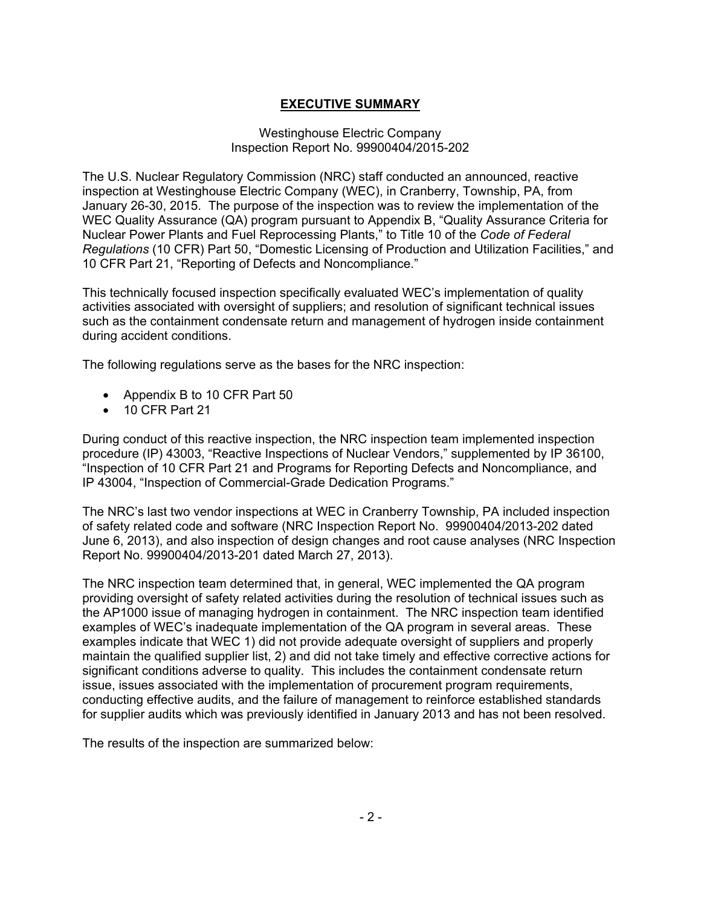## **EXECUTIVE SUMMARY**

Westinghouse Electric Company
Inspection Report No. 99900404/2015-202

The U.S. Nuclear Regulatory Commission (NRC) staff conducted an announced, reactive inspection at Westinghouse Electric Company (WEC), in Cranberry, Township, PA, from January 26-30, 2015. The purpose of the inspection was to review the implementation of the WEC Quality Assurance (QA) program pursuant to Appendix B, "Quality Assurance Criteria for Nuclear Power Plants and Fuel Reprocessing Plants," to Title 10 of the *Code of Federal Regulations* (10 CFR) Part 50, "Domestic Licensing of Production and Utilization Facilities," and 10 CFR Part 21, "Reporting of Defects and Noncompliance."

This technically focused inspection specifically evaluated WEC's implementation of quality activities associated with oversight of suppliers; and resolution of significant technical issues such as the containment condensate return and management of hydrogen inside containment during accident conditions.

The following regulations serve as the bases for the NRC inspection:

- Appendix B to 10 CFR Part 50
- 10 CFR Part 21

During conduct of this reactive inspection, the NRC inspection team implemented inspection procedure (IP) 43003, "Reactive Inspections of Nuclear Vendors," supplemented by IP 36100, "Inspection of 10 CFR Part 21 and Programs for Reporting Defects and Noncompliance, and IP 43004, "Inspection of Commercial-Grade Dedication Programs."

The NRC's last two vendor inspections at WEC in Cranberry Township, PA included inspection of safety related code and software (NRC Inspection Report No. 99900404/2013-202 dated June 6, 2013), and also inspection of design changes and root cause analyses (NRC Inspection Report No. 99900404/2013-201 dated March 27, 2013).

The NRC inspection team determined that, in general, WEC implemented the QA program providing oversight of safety related activities during the resolution of technical issues such as the AP1000 issue of managing hydrogen in containment. The NRC inspection team identified examples of WEC's inadequate implementation of the QA program in several areas. These examples indicate that WEC 1) did not provide adequate oversight of suppliers and properly maintain the qualified supplier list, 2) and did not take timely and effective corrective actions for significant conditions adverse to quality. This includes the containment condensate return issue, issues associated with the implementation of procurement program requirements, conducting effective audits, and the failure of management to reinforce established standards for supplier audits which was previously identified in January 2013 and has not been resolved.

The results of the inspection are summarized below: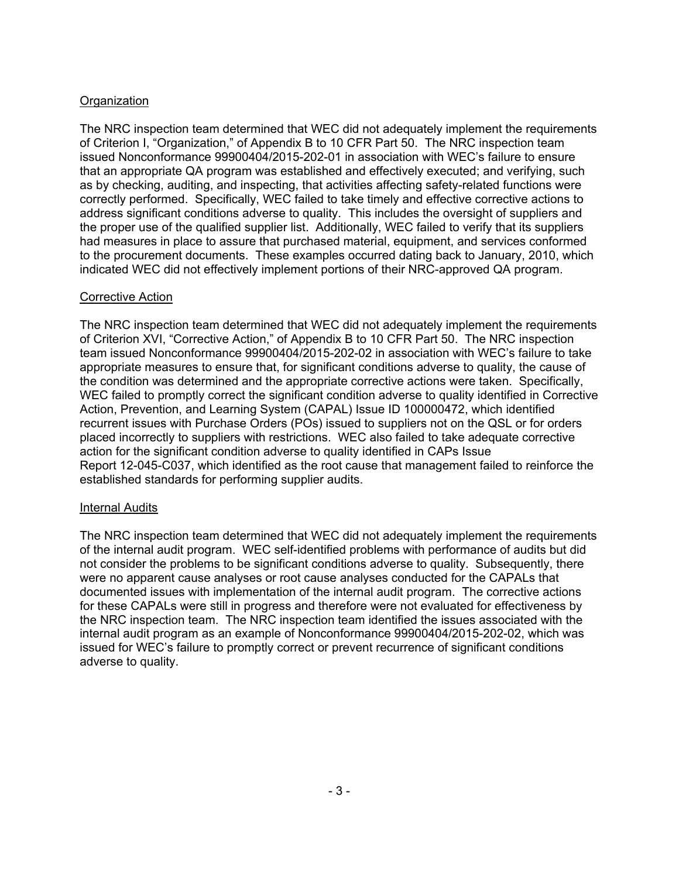Organization

The NRC inspection team determined that WEC did not adequately implement the requirements of Criterion I, "Organization," of Appendix B to 10 CFR Part 50. The NRC inspection team issued Nonconformance 99900404/2015-202-01 in association with WEC's failure to ensure that an appropriate QA program was established and effectively executed; and verifying, such as by checking, auditing, and inspecting, that activities affecting safety-related functions were correctly performed. Specifically, WEC failed to take timely and effective corrective actions to address significant conditions adverse to quality. This includes the oversight of suppliers and the proper use of the qualified supplier list. Additionally, WEC failed to verify that its suppliers had measures in place to assure that purchased material, equipment, and services conformed to the procurement documents. These examples occurred dating back to January, 2010, which indicated WEC did not effectively implement portions of their NRC-approved QA program.

Corrective Action

The NRC inspection team determined that WEC did not adequately implement the requirements of Criterion XVI, "Corrective Action," of Appendix B to 10 CFR Part 50. The NRC inspection team issued Nonconformance 99900404/2015-202-02 in association with WEC's failure to take appropriate measures to ensure that, for significant conditions adverse to quality, the cause of the condition was determined and the appropriate corrective actions were taken. Specifically, WEC failed to promptly correct the significant condition adverse to quality identified in Corrective Action, Prevention, and Learning System (CAPAL) Issue ID 100000472, which identified recurrent issues with Purchase Orders (POs) issued to suppliers not on the QSL or for orders placed incorrectly to suppliers with restrictions. WEC also failed to take adequate corrective action for the significant condition adverse to quality identified in CAPs Issue Report 12-045-C037, which identified as the root cause that management failed to reinforce the established standards for performing supplier audits.

Internal Audits

The NRC inspection team determined that WEC did not adequately implement the requirements of the internal audit program. WEC self-identified problems with performance of audits but did not consider the problems to be significant conditions adverse to quality. Subsequently, there were no apparent cause analyses or root cause analyses conducted for the CAPALs that documented issues with implementation of the internal audit program. The corrective actions for these CAPALs were still in progress and therefore were not evaluated for effectiveness by the NRC inspection team. The NRC inspection team identified the issues associated with the internal audit program as an example of Nonconformance 99900404/2015-202-02, which was issued for WEC's failure to promptly correct or prevent recurrence of significant conditions adverse to quality.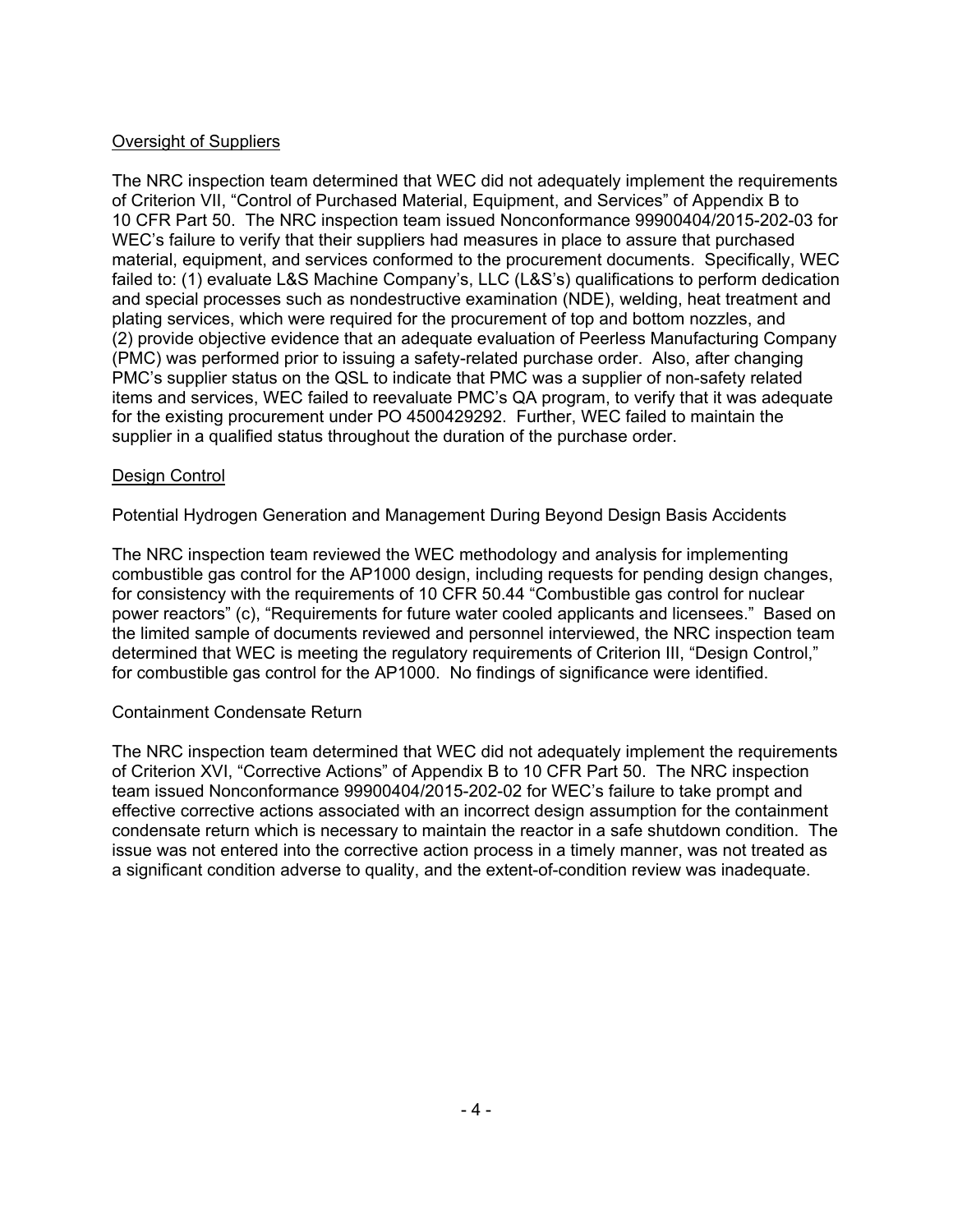Oversight of Suppliers

The NRC inspection team determined that WEC did not adequately implement the requirements of Criterion VII, "Control of Purchased Material, Equipment, and Services" of Appendix B to 10 CFR Part 50. The NRC inspection team issued Nonconformance 99900404/2015-202-03 for WEC's failure to verify that their suppliers had measures in place to assure that purchased material, equipment, and services conformed to the procurement documents. Specifically, WEC failed to: (1) evaluate L&S Machine Company's, LLC (L&S's) qualifications to perform dedication and special processes such as nondestructive examination (NDE), welding, heat treatment and plating services, which were required for the procurement of top and bottom nozzles, and (2) provide objective evidence that an adequate evaluation of Peerless Manufacturing Company (PMC) was performed prior to issuing a safety-related purchase order. Also, after changing PMC's supplier status on the QSL to indicate that PMC was a supplier of non-safety related items and services, WEC failed to reevaluate PMC's QA program, to verify that it was adequate for the existing procurement under PO 4500429292. Further, WEC failed to maintain the supplier in a qualified status throughout the duration of the purchase order.

Design Control

Potential Hydrogen Generation and Management During Beyond Design Basis Accidents

The NRC inspection team reviewed the WEC methodology and analysis for implementing combustible gas control for the AP1000 design, including requests for pending design changes, for consistency with the requirements of 10 CFR 50.44 "Combustible gas control for nuclear power reactors" (c), "Requirements for future water cooled applicants and licensees." Based on the limited sample of documents reviewed and personnel interviewed, the NRC inspection team determined that WEC is meeting the regulatory requirements of Criterion III, "Design Control," for combustible gas control for the AP1000. No findings of significance were identified.

Containment Condensate Return

The NRC inspection team determined that WEC did not adequately implement the requirements of Criterion XVI, "Corrective Actions" of Appendix B to 10 CFR Part 50. The NRC inspection team issued Nonconformance 99900404/2015-202-02 for WEC's failure to take prompt and effective corrective actions associated with an incorrect design assumption for the containment condensate return which is necessary to maintain the reactor in a safe shutdown condition. The issue was not entered into the corrective action process in a timely manner, was not treated as a significant condition adverse to quality, and the extent-of-condition review was inadequate.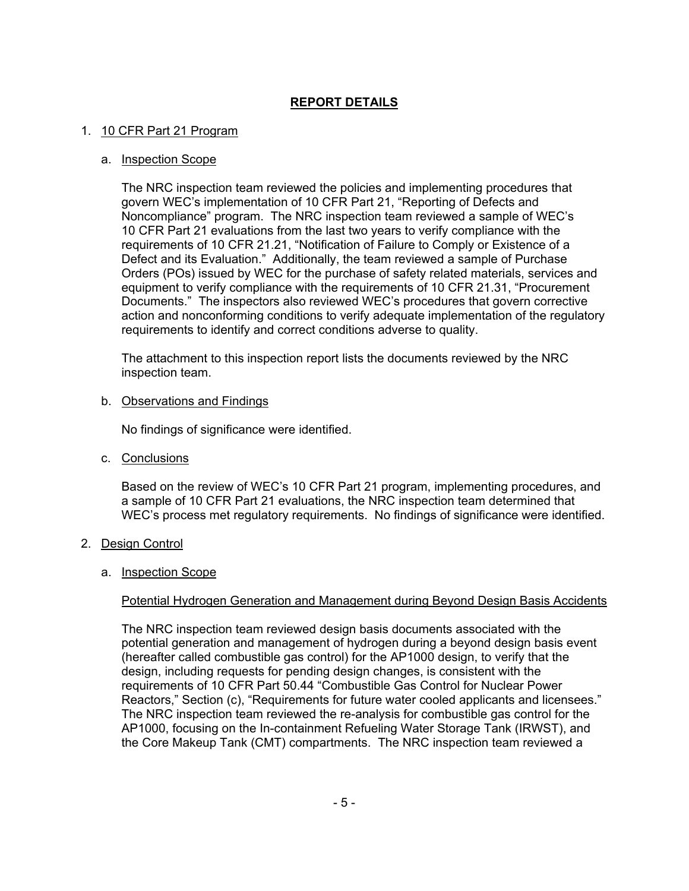# REPORT DETAILS

1. 10 CFR Part 21 Program

   a. Inspection Scope

   The NRC inspection team reviewed the policies and implementing procedures that govern WEC's implementation of 10 CFR Part 21, "Reporting of Defects and Noncompliance" program. The NRC inspection team reviewed a sample of WEC's 10 CFR Part 21 evaluations from the last two years to verify compliance with the requirements of 10 CFR 21.21, "Notification of Failure to Comply or Existence of a Defect and its Evaluation." Additionally, the team reviewed a sample of Purchase Orders (POs) issued by WEC for the purchase of safety related materials, services and equipment to verify compliance with the requirements of 10 CFR 21.31, "Procurement Documents." The inspectors also reviewed WEC's procedures that govern corrective action and nonconforming conditions to verify adequate implementation of the regulatory requirements to identify and correct conditions adverse to quality.

   The attachment to this inspection report lists the documents reviewed by the NRC inspection team.

   b. Observations and Findings

   No findings of significance were identified.

   c. Conclusions

   Based on the review of WEC's 10 CFR Part 21 program, implementing procedures, and a sample of 10 CFR Part 21 evaluations, the NRC inspection team determined that WEC's process met regulatory requirements. No findings of significance were identified.

2. Design Control

   a. Inspection Scope

   Potential Hydrogen Generation and Management during Beyond Design Basis Accidents

   The NRC inspection team reviewed design basis documents associated with the potential generation and management of hydrogen during a beyond design basis event (hereafter called combustible gas control) for the AP1000 design, to verify that the design, including requests for pending design changes, is consistent with the requirements of 10 CFR Part 50.44 "Combustible Gas Control for Nuclear Power Reactors," Section (c), "Requirements for future water cooled applicants and licensees." The NRC inspection team reviewed the re-analysis for combustible gas control for the AP1000, focusing on the In-containment Refueling Water Storage Tank (IRWST), and the Core Makeup Tank (CMT) compartments. The NRC inspection team reviewed a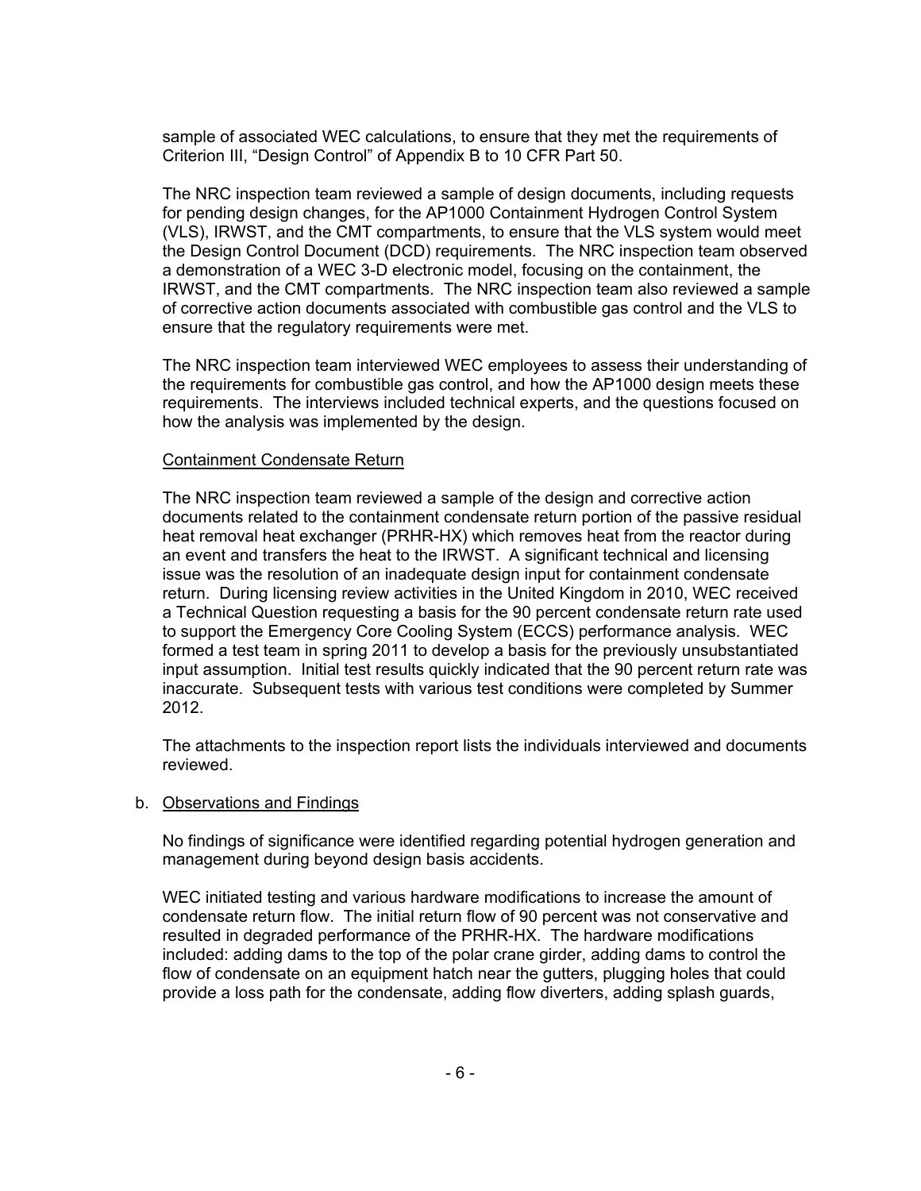sample of associated WEC calculations, to ensure that they met the requirements of Criterion III, "Design Control" of Appendix B to 10 CFR Part 50.

The NRC inspection team reviewed a sample of design documents, including requests for pending design changes, for the AP1000 Containment Hydrogen Control System (VLS), IRWST, and the CMT compartments, to ensure that the VLS system would meet the Design Control Document (DCD) requirements. The NRC inspection team observed a demonstration of a WEC 3-D electronic model, focusing on the containment, the IRWST, and the CMT compartments. The NRC inspection team also reviewed a sample of corrective action documents associated with combustible gas control and the VLS to ensure that the regulatory requirements were met.

The NRC inspection team interviewed WEC employees to assess their understanding of the requirements for combustible gas control, and how the AP1000 design meets these requirements. The interviews included technical experts, and the questions focused on how the analysis was implemented by the design.

Containment Condensate Return

The NRC inspection team reviewed a sample of the design and corrective action documents related to the containment condensate return portion of the passive residual heat removal heat exchanger (PRHR-HX) which removes heat from the reactor during an event and transfers the heat to the IRWST. A significant technical and licensing issue was the resolution of an inadequate design input for containment condensate return. During licensing review activities in the United Kingdom in 2010, WEC received a Technical Question requesting a basis for the 90 percent condensate return rate used to support the Emergency Core Cooling System (ECCS) performance analysis. WEC formed a test team in spring 2011 to develop a basis for the previously unsubstantiated input assumption. Initial test results quickly indicated that the 90 percent return rate was inaccurate. Subsequent tests with various test conditions were completed by Summer 2012.

The attachments to the inspection report lists the individuals interviewed and documents reviewed.

b. Observations and Findings

No findings of significance were identified regarding potential hydrogen generation and management during beyond design basis accidents.

WEC initiated testing and various hardware modifications to increase the amount of condensate return flow. The initial return flow of 90 percent was not conservative and resulted in degraded performance of the PRHR-HX. The hardware modifications included: adding dams to the top of the polar crane girder, adding dams to control the flow of condensate on an equipment hatch near the gutters, plugging holes that could provide a loss path for the condensate, adding flow diverters, adding splash guards,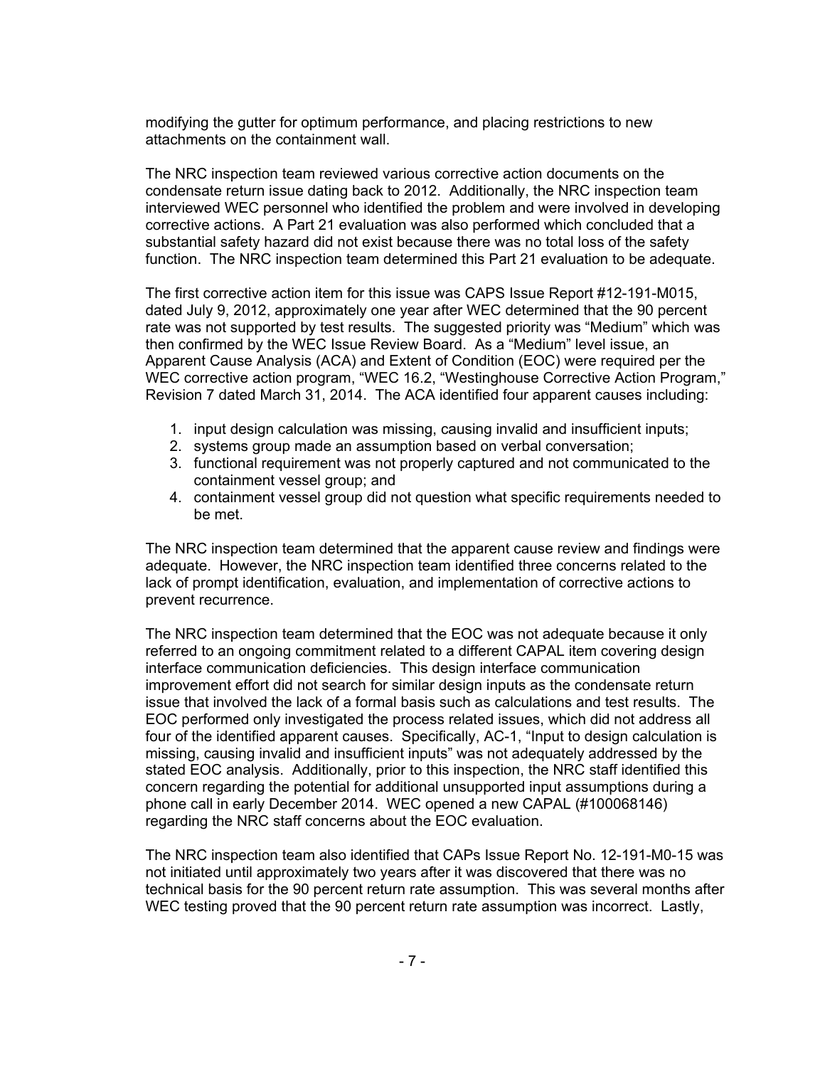modifying the gutter for optimum performance, and placing restrictions to new attachments on the containment wall.

The NRC inspection team reviewed various corrective action documents on the condensate return issue dating back to 2012. Additionally, the NRC inspection team interviewed WEC personnel who identified the problem and were involved in developing corrective actions. A Part 21 evaluation was also performed which concluded that a substantial safety hazard did not exist because there was no total loss of the safety function. The NRC inspection team determined this Part 21 evaluation to be adequate.

The first corrective action item for this issue was CAPS Issue Report #12-191-M015, dated July 9, 2012, approximately one year after WEC determined that the 90 percent rate was not supported by test results. The suggested priority was "Medium" which was then confirmed by the WEC Issue Review Board. As a "Medium" level issue, an Apparent Cause Analysis (ACA) and Extent of Condition (EOC) were required per the WEC corrective action program, "WEC 16.2, "Westinghouse Corrective Action Program," Revision 7 dated March 31, 2014. The ACA identified four apparent causes including:

1. input design calculation was missing, causing invalid and insufficient inputs;
2. systems group made an assumption based on verbal conversation;
3. functional requirement was not properly captured and not communicated to the containment vessel group; and
4. containment vessel group did not question what specific requirements needed to be met.

The NRC inspection team determined that the apparent cause review and findings were adequate. However, the NRC inspection team identified three concerns related to the lack of prompt identification, evaluation, and implementation of corrective actions to prevent recurrence.

The NRC inspection team determined that the EOC was not adequate because it only referred to an ongoing commitment related to a different CAPAL item covering design interface communication deficiencies. This design interface communication improvement effort did not search for similar design inputs as the condensate return issue that involved the lack of a formal basis such as calculations and test results. The EOC performed only investigated the process related issues, which did not address all four of the identified apparent causes. Specifically, AC-1, "Input to design calculation is missing, causing invalid and insufficient inputs" was not adequately addressed by the stated EOC analysis. Additionally, prior to this inspection, the NRC staff identified this concern regarding the potential for additional unsupported input assumptions during a phone call in early December 2014. WEC opened a new CAPAL (#100068146) regarding the NRC staff concerns about the EOC evaluation.

The NRC inspection team also identified that CAPs Issue Report No. 12-191-M0-15 was not initiated until approximately two years after it was discovered that there was no technical basis for the 90 percent return rate assumption. This was several months after WEC testing proved that the 90 percent return rate assumption was incorrect. Lastly,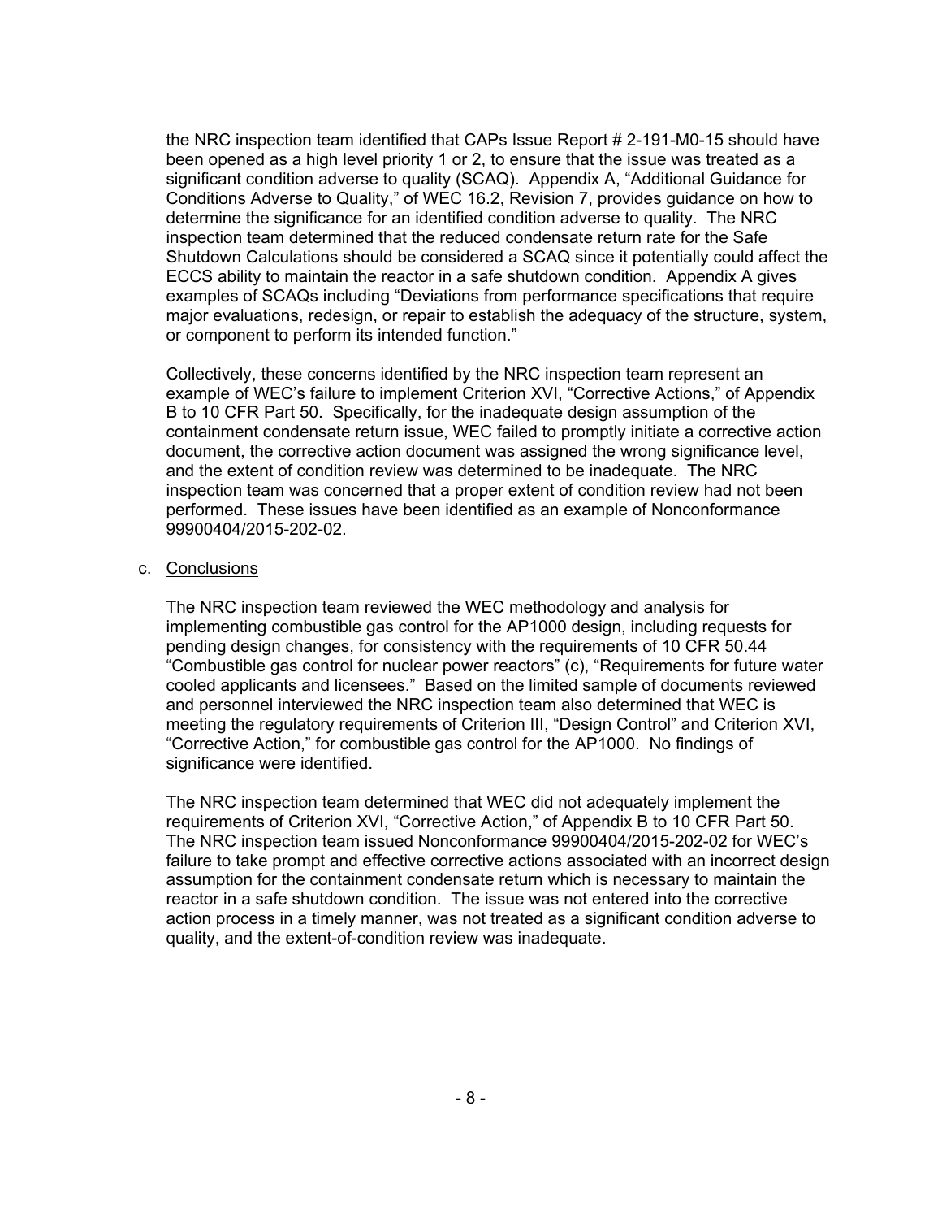the NRC inspection team identified that CAPs Issue Report # 2-191-M0-15 should have been opened as a high level priority 1 or 2, to ensure that the issue was treated as a significant condition adverse to quality (SCAQ). Appendix A, "Additional Guidance for Conditions Adverse to Quality," of WEC 16.2, Revision 7, provides guidance on how to determine the significance for an identified condition adverse to quality. The NRC inspection team determined that the reduced condensate return rate for the Safe Shutdown Calculations should be considered a SCAQ since it potentially could affect the ECCS ability to maintain the reactor in a safe shutdown condition. Appendix A gives examples of SCAQs including "Deviations from performance specifications that require major evaluations, redesign, or repair to establish the adequacy of the structure, system, or component to perform its intended function."

Collectively, these concerns identified by the NRC inspection team represent an example of WEC's failure to implement Criterion XVI, "Corrective Actions," of Appendix B to 10 CFR Part 50. Specifically, for the inadequate design assumption of the containment condensate return issue, WEC failed to promptly initiate a corrective action document, the corrective action document was assigned the wrong significance level, and the extent of condition review was determined to be inadequate. The NRC inspection team was concerned that a proper extent of condition review had not been performed. These issues have been identified as an example of Nonconformance 99900404/2015-202-02.

c. Conclusions

The NRC inspection team reviewed the WEC methodology and analysis for implementing combustible gas control for the AP1000 design, including requests for pending design changes, for consistency with the requirements of 10 CFR 50.44 "Combustible gas control for nuclear power reactors" (c), "Requirements for future water cooled applicants and licensees." Based on the limited sample of documents reviewed and personnel interviewed the NRC inspection team also determined that WEC is meeting the regulatory requirements of Criterion III, "Design Control" and Criterion XVI, "Corrective Action," for combustible gas control for the AP1000. No findings of significance were identified.

The NRC inspection team determined that WEC did not adequately implement the requirements of Criterion XVI, "Corrective Action," of Appendix B to 10 CFR Part 50. The NRC inspection team issued Nonconformance 99900404/2015-202-02 for WEC's failure to take prompt and effective corrective actions associated with an incorrect design assumption for the containment condensate return which is necessary to maintain the reactor in a safe shutdown condition. The issue was not entered into the corrective action process in a timely manner, was not treated as a significant condition adverse to quality, and the extent-of-condition review was inadequate.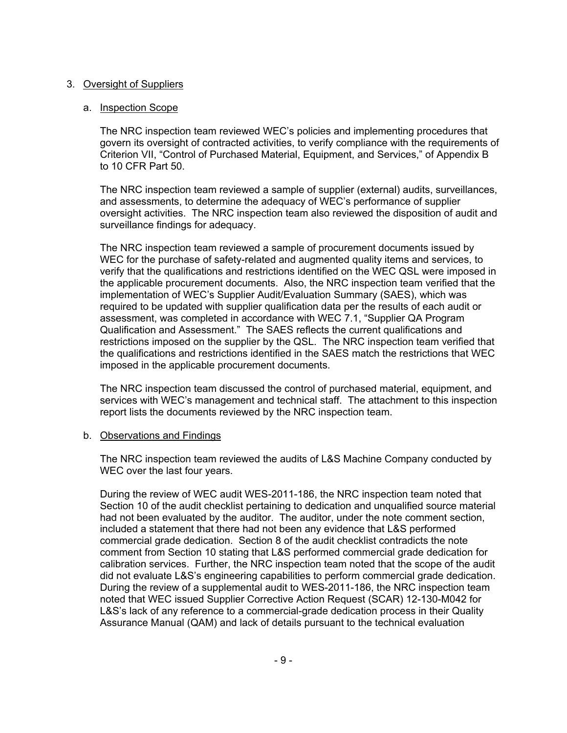3. Oversight of Suppliers

   a. Inspection Scope

      The NRC inspection team reviewed WEC's policies and implementing procedures that govern its oversight of contracted activities, to verify compliance with the requirements of Criterion VII, "Control of Purchased Material, Equipment, and Services," of Appendix B to 10 CFR Part 50.

      The NRC inspection team reviewed a sample of supplier (external) audits, surveillances, and assessments, to determine the adequacy of WEC's performance of supplier oversight activities. The NRC inspection team also reviewed the disposition of audit and surveillance findings for adequacy.

      The NRC inspection team reviewed a sample of procurement documents issued by WEC for the purchase of safety-related and augmented quality items and services, to verify that the qualifications and restrictions identified on the WEC QSL were imposed in the applicable procurement documents. Also, the NRC inspection team verified that the implementation of WEC's Supplier Audit/Evaluation Summary (SAES), which was required to be updated with supplier qualification data per the results of each audit or assessment, was completed in accordance with WEC 7.1, "Supplier QA Program Qualification and Assessment." The SAES reflects the current qualifications and restrictions imposed on the supplier by the QSL. The NRC inspection team verified that the qualifications and restrictions identified in the SAES match the restrictions that WEC imposed in the applicable procurement documents.

      The NRC inspection team discussed the control of purchased material, equipment, and services with WEC's management and technical staff. The attachment to this inspection report lists the documents reviewed by the NRC inspection team.

   b. Observations and Findings

      The NRC inspection team reviewed the audits of L&S Machine Company conducted by WEC over the last four years.

      During the review of WEC audit WES-2011-186, the NRC inspection team noted that Section 10 of the audit checklist pertaining to dedication and unqualified source material had not been evaluated by the auditor. The auditor, under the note comment section, included a statement that there had not been any evidence that L&S performed commercial grade dedication. Section 8 of the audit checklist contradicts the note comment from Section 10 stating that L&S performed commercial grade dedication for calibration services. Further, the NRC inspection team noted that the scope of the audit did not evaluate L&S's engineering capabilities to perform commercial grade dedication. During the review of a supplemental audit to WES-2011-186, the NRC inspection team noted that WEC issued Supplier Corrective Action Request (SCAR) 12-130-M042 for L&S's lack of any reference to a commercial-grade dedication process in their Quality Assurance Manual (QAM) and lack of details pursuant to the technical evaluation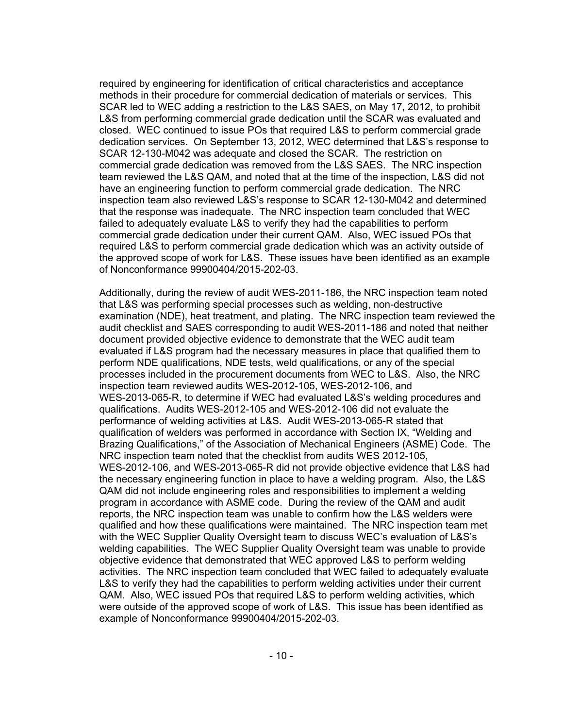required by engineering for identification of critical characteristics and acceptance methods in their procedure for commercial dedication of materials or services. This SCAR led to WEC adding a restriction to the L&S SAES, on May 17, 2012, to prohibit L&S from performing commercial grade dedication until the SCAR was evaluated and closed. WEC continued to issue POs that required L&S to perform commercial grade dedication services. On September 13, 2012, WEC determined that L&S's response to SCAR 12-130-M042 was adequate and closed the SCAR. The restriction on commercial grade dedication was removed from the L&S SAES. The NRC inspection team reviewed the L&S QAM, and noted that at the time of the inspection, L&S did not have an engineering function to perform commercial grade dedication. The NRC inspection team also reviewed L&S's response to SCAR 12-130-M042 and determined that the response was inadequate. The NRC inspection team concluded that WEC failed to adequately evaluate L&S to verify they had the capabilities to perform commercial grade dedication under their current QAM. Also, WEC issued POs that required L&S to perform commercial grade dedication which was an activity outside of the approved scope of work for L&S. These issues have been identified as an example of Nonconformance 99900404/2015-202-03.

Additionally, during the review of audit WES-2011-186, the NRC inspection team noted that L&S was performing special processes such as welding, non-destructive examination (NDE), heat treatment, and plating. The NRC inspection team reviewed the audit checklist and SAES corresponding to audit WES-2011-186 and noted that neither document provided objective evidence to demonstrate that the WEC audit team evaluated if L&S program had the necessary measures in place that qualified them to perform NDE qualifications, NDE tests, weld qualifications, or any of the special processes included in the procurement documents from WEC to L&S. Also, the NRC inspection team reviewed audits WES-2012-105, WES-2012-106, and WES-2013-065-R, to determine if WEC had evaluated L&S's welding procedures and qualifications. Audits WES-2012-105 and WES-2012-106 did not evaluate the performance of welding activities at L&S. Audit WES-2013-065-R stated that qualification of welders was performed in accordance with Section IX, "Welding and Brazing Qualifications," of the Association of Mechanical Engineers (ASME) Code. The NRC inspection team noted that the checklist from audits WES 2012-105, WES-2012-106, and WES-2013-065-R did not provide objective evidence that L&S had the necessary engineering function in place to have a welding program. Also, the L&S QAM did not include engineering roles and responsibilities to implement a welding program in accordance with ASME code. During the review of the QAM and audit reports, the NRC inspection team was unable to confirm how the L&S welders were qualified and how these qualifications were maintained. The NRC inspection team met with the WEC Supplier Quality Oversight team to discuss WEC's evaluation of L&S's welding capabilities. The WEC Supplier Quality Oversight team was unable to provide objective evidence that demonstrated that WEC approved L&S to perform welding activities. The NRC inspection team concluded that WEC failed to adequately evaluate L&S to verify they had the capabilities to perform welding activities under their current QAM. Also, WEC issued POs that required L&S to perform welding activities, which were outside of the approved scope of work of L&S. This issue has been identified as example of Nonconformance 99900404/2015-202-03.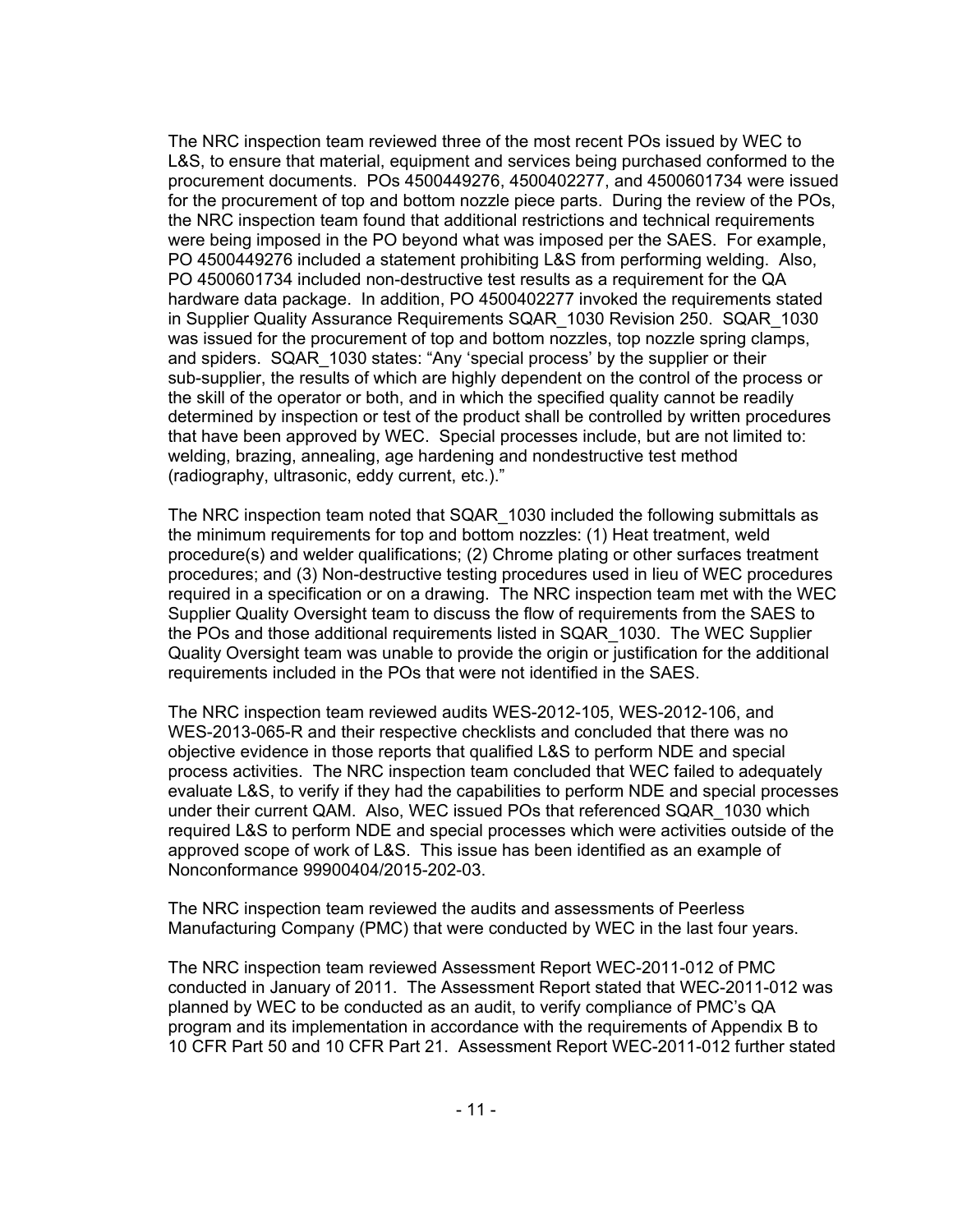The NRC inspection team reviewed three of the most recent POs issued by WEC to L&S, to ensure that material, equipment and services being purchased conformed to the procurement documents. POs 4500449276, 4500402277, and 4500601734 were issued for the procurement of top and bottom nozzle piece parts. During the review of the POs, the NRC inspection team found that additional restrictions and technical requirements were being imposed in the PO beyond what was imposed per the SAES. For example, PO 4500449276 included a statement prohibiting L&S from performing welding. Also, PO 4500601734 included non-destructive test results as a requirement for the QA hardware data package. In addition, PO 4500402277 invoked the requirements stated in Supplier Quality Assurance Requirements SQAR_1030 Revision 250. SQAR_1030 was issued for the procurement of top and bottom nozzles, top nozzle spring clamps, and spiders. SQAR_1030 states: "Any 'special process' by the supplier or their sub-supplier, the results of which are highly dependent on the control of the process or the skill of the operator or both, and in which the specified quality cannot be readily determined by inspection or test of the product shall be controlled by written procedures that have been approved by WEC. Special processes include, but are not limited to: welding, brazing, annealing, age hardening and nondestructive test method (radiography, ultrasonic, eddy current, etc.)."

The NRC inspection team noted that SQAR_1030 included the following submittals as the minimum requirements for top and bottom nozzles: (1) Heat treatment, weld procedure(s) and welder qualifications; (2) Chrome plating or other surfaces treatment procedures; and (3) Non-destructive testing procedures used in lieu of WEC procedures required in a specification or on a drawing. The NRC inspection team met with the WEC Supplier Quality Oversight team to discuss the flow of requirements from the SAES to the POs and those additional requirements listed in SQAR_1030. The WEC Supplier Quality Oversight team was unable to provide the origin or justification for the additional requirements included in the POs that were not identified in the SAES.

The NRC inspection team reviewed audits WES-2012-105, WES-2012-106, and WES-2013-065-R and their respective checklists and concluded that there was no objective evidence in those reports that qualified L&S to perform NDE and special process activities. The NRC inspection team concluded that WEC failed to adequately evaluate L&S, to verify if they had the capabilities to perform NDE and special processes under their current QAM. Also, WEC issued POs that referenced SQAR_1030 which required L&S to perform NDE and special processes which were activities outside of the approved scope of work of L&S. This issue has been identified as an example of Nonconformance 99900404/2015-202-03.

The NRC inspection team reviewed the audits and assessments of Peerless Manufacturing Company (PMC) that were conducted by WEC in the last four years.

The NRC inspection team reviewed Assessment Report WEC-2011-012 of PMC conducted in January of 2011. The Assessment Report stated that WEC-2011-012 was planned by WEC to be conducted as an audit, to verify compliance of PMC's QA program and its implementation in accordance with the requirements of Appendix B to 10 CFR Part 50 and 10 CFR Part 21. Assessment Report WEC-2011-012 further stated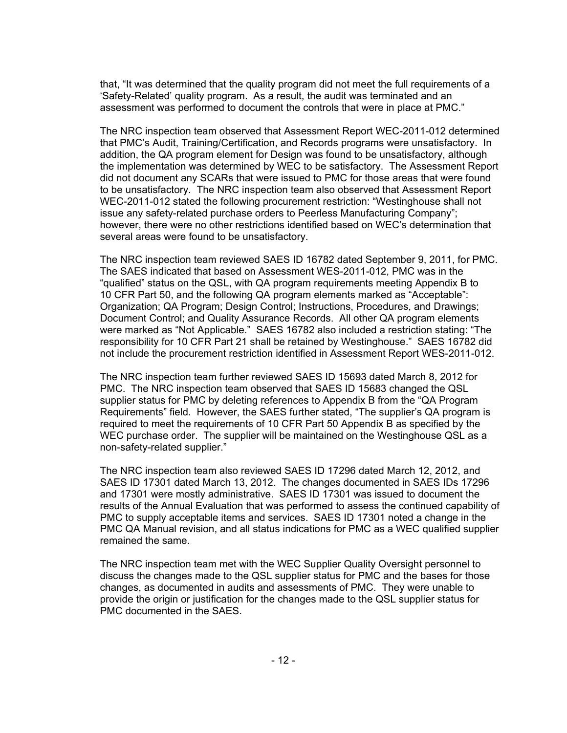that, "It was determined that the quality program did not meet the full requirements of a 'Safety-Related' quality program. As a result, the audit was terminated and an assessment was performed to document the controls that were in place at PMC."

The NRC inspection team observed that Assessment Report WEC-2011-012 determined that PMC's Audit, Training/Certification, and Records programs were unsatisfactory. In addition, the QA program element for Design was found to be unsatisfactory, although the implementation was determined by WEC to be satisfactory. The Assessment Report did not document any SCARs that were issued to PMC for those areas that were found to be unsatisfactory. The NRC inspection team also observed that Assessment Report WEC-2011-012 stated the following procurement restriction: "Westinghouse shall not issue any safety-related purchase orders to Peerless Manufacturing Company"; however, there were no other restrictions identified based on WEC's determination that several areas were found to be unsatisfactory.

The NRC inspection team reviewed SAES ID 16782 dated September 9, 2011, for PMC. The SAES indicated that based on Assessment WES-2011-012, PMC was in the "qualified" status on the QSL, with QA program requirements meeting Appendix B to 10 CFR Part 50, and the following QA program elements marked as "Acceptable": Organization; QA Program; Design Control; Instructions, Procedures, and Drawings; Document Control; and Quality Assurance Records. All other QA program elements were marked as "Not Applicable." SAES 16782 also included a restriction stating: "The responsibility for 10 CFR Part 21 shall be retained by Westinghouse." SAES 16782 did not include the procurement restriction identified in Assessment Report WES-2011-012.

The NRC inspection team further reviewed SAES ID 15693 dated March 8, 2012 for PMC. The NRC inspection team observed that SAES ID 15683 changed the QSL supplier status for PMC by deleting references to Appendix B from the "QA Program Requirements" field. However, the SAES further stated, "The supplier's QA program is required to meet the requirements of 10 CFR Part 50 Appendix B as specified by the WEC purchase order. The supplier will be maintained on the Westinghouse QSL as a non-safety-related supplier."

The NRC inspection team also reviewed SAES ID 17296 dated March 12, 2012, and SAES ID 17301 dated March 13, 2012. The changes documented in SAES IDs 17296 and 17301 were mostly administrative. SAES ID 17301 was issued to document the results of the Annual Evaluation that was performed to assess the continued capability of PMC to supply acceptable items and services. SAES ID 17301 noted a change in the PMC QA Manual revision, and all status indications for PMC as a WEC qualified supplier remained the same.

The NRC inspection team met with the WEC Supplier Quality Oversight personnel to discuss the changes made to the QSL supplier status for PMC and the bases for those changes, as documented in audits and assessments of PMC. They were unable to provide the origin or justification for the changes made to the QSL supplier status for PMC documented in the SAES.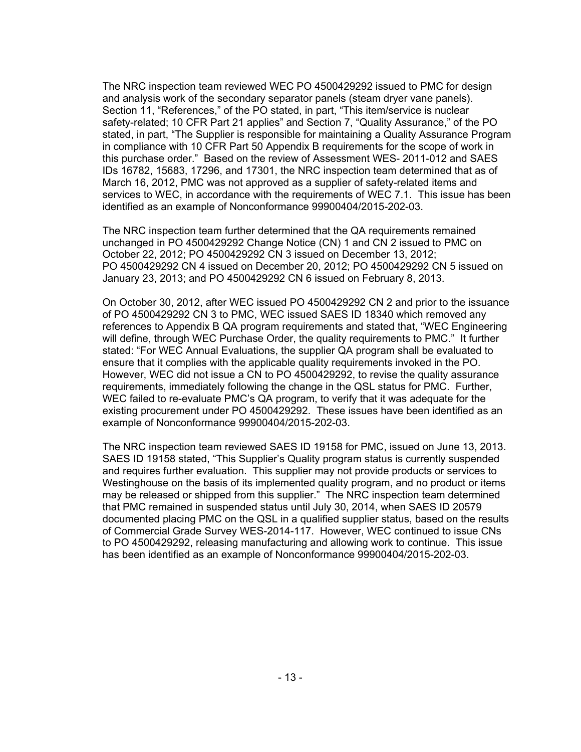The NRC inspection team reviewed WEC PO 4500429292 issued to PMC for design and analysis work of the secondary separator panels (steam dryer vane panels). Section 11, "References," of the PO stated, in part, "This item/service is nuclear safety-related; 10 CFR Part 21 applies" and Section 7, "Quality Assurance," of the PO stated, in part, "The Supplier is responsible for maintaining a Quality Assurance Program in compliance with 10 CFR Part 50 Appendix B requirements for the scope of work in this purchase order." Based on the review of Assessment WES- 2011-012 and SAES IDs 16782, 15683, 17296, and 17301, the NRC inspection team determined that as of March 16, 2012, PMC was not approved as a supplier of safety-related items and services to WEC, in accordance with the requirements of WEC 7.1. This issue has been identified as an example of Nonconformance 99900404/2015-202-03.

The NRC inspection team further determined that the QA requirements remained unchanged in PO 4500429292 Change Notice (CN) 1 and CN 2 issued to PMC on October 22, 2012; PO 4500429292 CN 3 issued on December 13, 2012; PO 4500429292 CN 4 issued on December 20, 2012; PO 4500429292 CN 5 issued on January 23, 2013; and PO 4500429292 CN 6 issued on February 8, 2013.

On October 30, 2012, after WEC issued PO 4500429292 CN 2 and prior to the issuance of PO 4500429292 CN 3 to PMC, WEC issued SAES ID 18340 which removed any references to Appendix B QA program requirements and stated that, "WEC Engineering will define, through WEC Purchase Order, the quality requirements to PMC." It further stated: "For WEC Annual Evaluations, the supplier QA program shall be evaluated to ensure that it complies with the applicable quality requirements invoked in the PO. However, WEC did not issue a CN to PO 4500429292, to revise the quality assurance requirements, immediately following the change in the QSL status for PMC. Further, WEC failed to re-evaluate PMC's QA program, to verify that it was adequate for the existing procurement under PO 4500429292. These issues have been identified as an example of Nonconformance 99900404/2015-202-03.

The NRC inspection team reviewed SAES ID 19158 for PMC, issued on June 13, 2013. SAES ID 19158 stated, "This Supplier's Quality program status is currently suspended and requires further evaluation. This supplier may not provide products or services to Westinghouse on the basis of its implemented quality program, and no product or items may be released or shipped from this supplier." The NRC inspection team determined that PMC remained in suspended status until July 30, 2014, when SAES ID 20579 documented placing PMC on the QSL in a qualified supplier status, based on the results of Commercial Grade Survey WES-2014-117. However, WEC continued to issue CNs to PO 4500429292, releasing manufacturing and allowing work to continue. This issue has been identified as an example of Nonconformance 99900404/2015-202-03.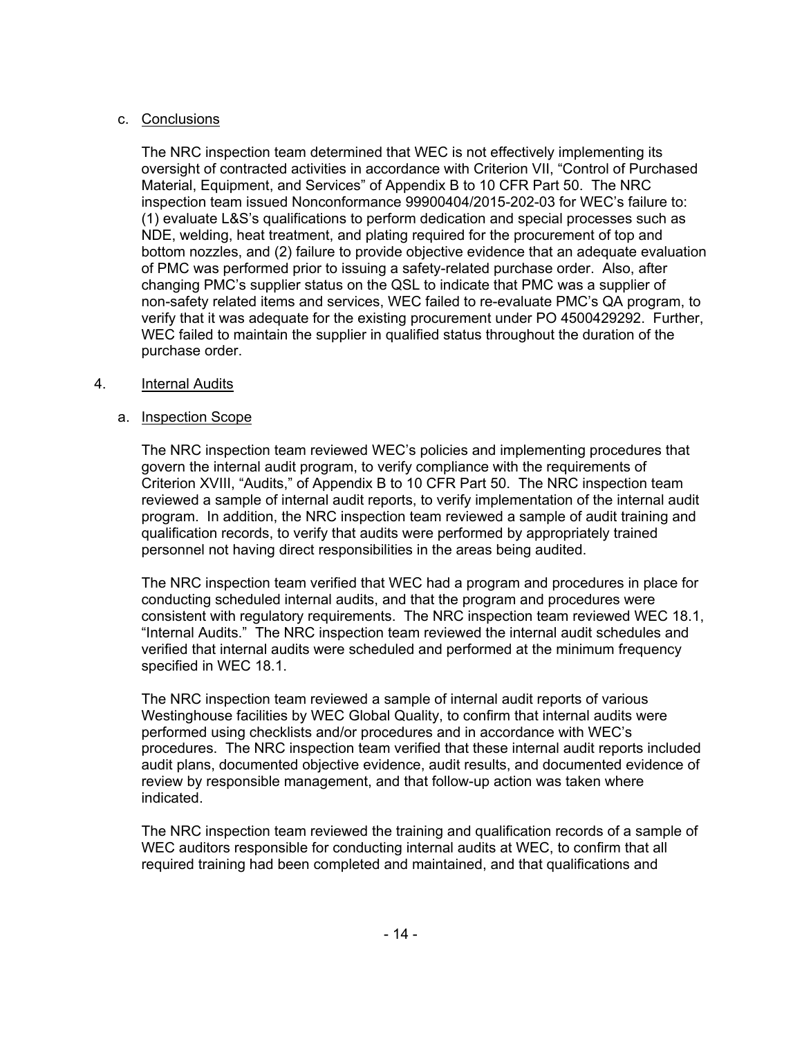c. Conclusions

The NRC inspection team determined that WEC is not effectively implementing its oversight of contracted activities in accordance with Criterion VII, "Control of Purchased Material, Equipment, and Services" of Appendix B to 10 CFR Part 50. The NRC inspection team issued Nonconformance 99900404/2015-202-03 for WEC's failure to: (1) evaluate L&S's qualifications to perform dedication and special processes such as NDE, welding, heat treatment, and plating required for the procurement of top and bottom nozzles, and (2) failure to provide objective evidence that an adequate evaluation of PMC was performed prior to issuing a safety-related purchase order. Also, after changing PMC's supplier status on the QSL to indicate that PMC was a supplier of non-safety related items and services, WEC failed to re-evaluate PMC's QA program, to verify that it was adequate for the existing procurement under PO 4500429292. Further, WEC failed to maintain the supplier in qualified status throughout the duration of the purchase order.

4. Internal Audits

a. Inspection Scope

The NRC inspection team reviewed WEC's policies and implementing procedures that govern the internal audit program, to verify compliance with the requirements of Criterion XVIII, "Audits," of Appendix B to 10 CFR Part 50. The NRC inspection team reviewed a sample of internal audit reports, to verify implementation of the internal audit program. In addition, the NRC inspection team reviewed a sample of audit training and qualification records, to verify that audits were performed by appropriately trained personnel not having direct responsibilities in the areas being audited.

The NRC inspection team verified that WEC had a program and procedures in place for conducting scheduled internal audits, and that the program and procedures were consistent with regulatory requirements. The NRC inspection team reviewed WEC 18.1, "Internal Audits." The NRC inspection team reviewed the internal audit schedules and verified that internal audits were scheduled and performed at the minimum frequency specified in WEC 18.1.

The NRC inspection team reviewed a sample of internal audit reports of various Westinghouse facilities by WEC Global Quality, to confirm that internal audits were performed using checklists and/or procedures and in accordance with WEC's procedures. The NRC inspection team verified that these internal audit reports included audit plans, documented objective evidence, audit results, and documented evidence of review by responsible management, and that follow-up action was taken where indicated.

The NRC inspection team reviewed the training and qualification records of a sample of WEC auditors responsible for conducting internal audits at WEC, to confirm that all required training had been completed and maintained, and that qualifications and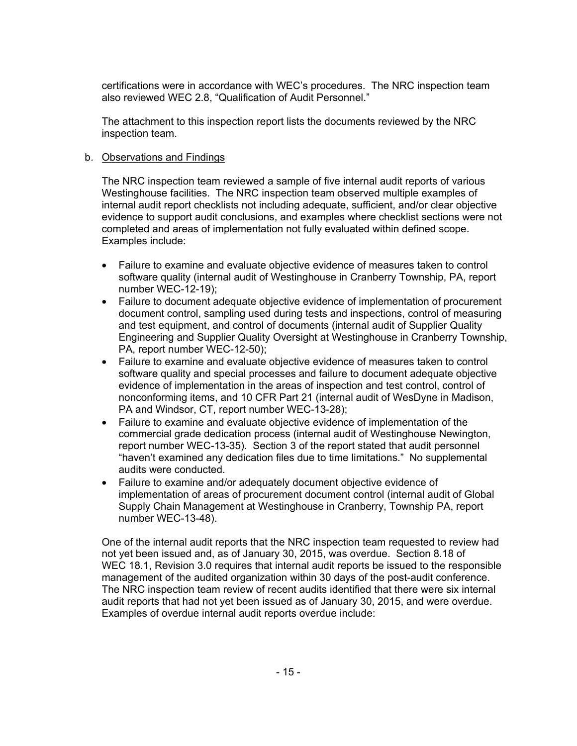certifications were in accordance with WEC's procedures. The NRC inspection team also reviewed WEC 2.8, "Qualification of Audit Personnel."

The attachment to this inspection report lists the documents reviewed by the NRC inspection team.

b. Observations and Findings

The NRC inspection team reviewed a sample of five internal audit reports of various Westinghouse facilities. The NRC inspection team observed multiple examples of internal audit report checklists not including adequate, sufficient, and/or clear objective evidence to support audit conclusions, and examples where checklist sections were not completed and areas of implementation not fully evaluated within defined scope. Examples include:

- Failure to examine and evaluate objective evidence of measures taken to control software quality (internal audit of Westinghouse in Cranberry Township, PA, report number WEC-12-19);
- Failure to document adequate objective evidence of implementation of procurement document control, sampling used during tests and inspections, control of measuring and test equipment, and control of documents (internal audit of Supplier Quality Engineering and Supplier Quality Oversight at Westinghouse in Cranberry Township, PA, report number WEC-12-50);
- Failure to examine and evaluate objective evidence of measures taken to control software quality and special processes and failure to document adequate objective evidence of implementation in the areas of inspection and test control, control of nonconforming items, and 10 CFR Part 21 (internal audit of WesDyne in Madison, PA and Windsor, CT, report number WEC-13-28);
- Failure to examine and evaluate objective evidence of implementation of the commercial grade dedication process (internal audit of Westinghouse Newington, report number WEC-13-35). Section 3 of the report stated that audit personnel "haven't examined any dedication files due to time limitations." No supplemental audits were conducted.
- Failure to examine and/or adequately document objective evidence of implementation of areas of procurement document control (internal audit of Global Supply Chain Management at Westinghouse in Cranberry, Township PA, report number WEC-13-48).

One of the internal audit reports that the NRC inspection team requested to review had not yet been issued and, as of January 30, 2015, was overdue. Section 8.18 of WEC 18.1, Revision 3.0 requires that internal audit reports be issued to the responsible management of the audited organization within 30 days of the post-audit conference. The NRC inspection team review of recent audits identified that there were six internal audit reports that had not yet been issued as of January 30, 2015, and were overdue. Examples of overdue internal audit reports overdue include: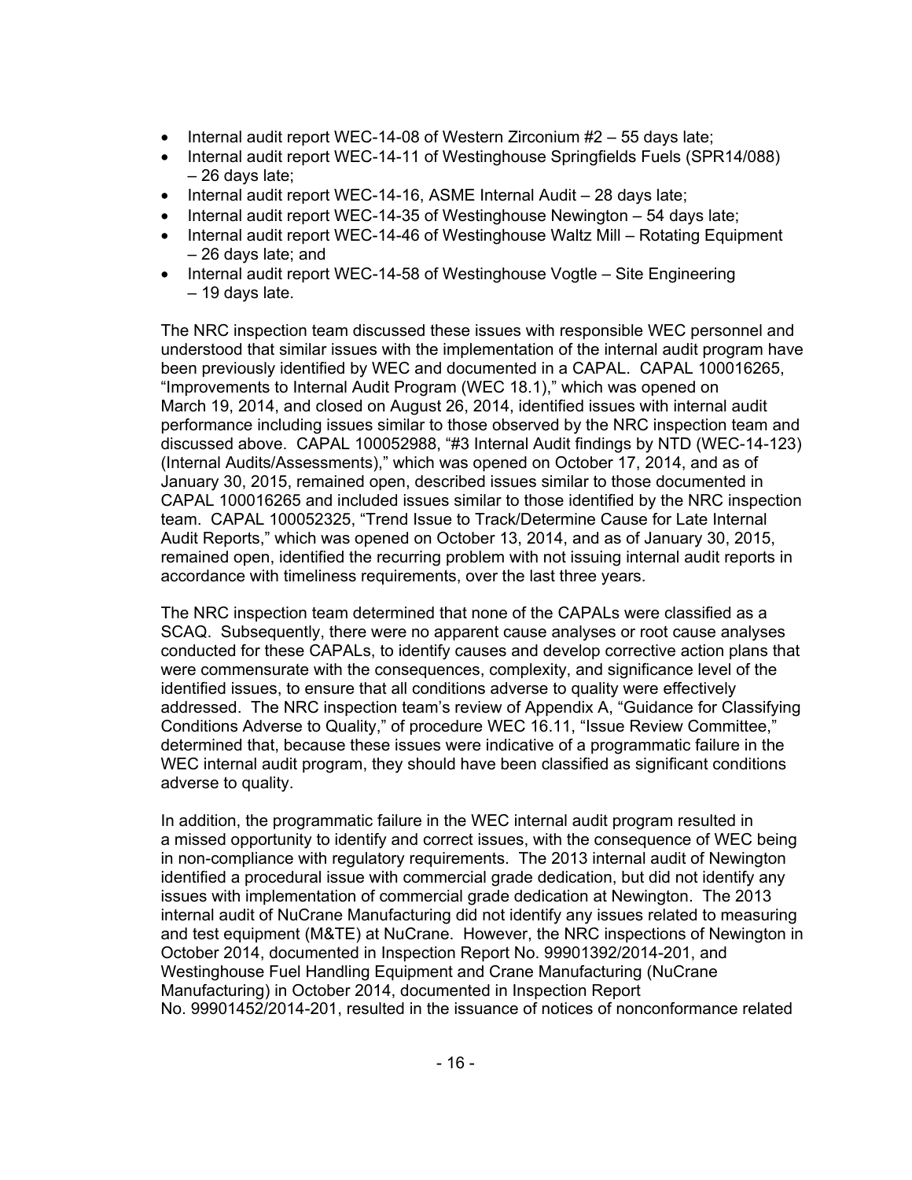- Internal audit report WEC-14-08 of Western Zirconium #2 – 55 days late;
- Internal audit report WEC-14-11 of Westinghouse Springfields Fuels (SPR14/088) – 26 days late;
- Internal audit report WEC-14-16, ASME Internal Audit – 28 days late;
- Internal audit report WEC-14-35 of Westinghouse Newington – 54 days late;
- Internal audit report WEC-14-46 of Westinghouse Waltz Mill – Rotating Equipment – 26 days late; and
- Internal audit report WEC-14-58 of Westinghouse Vogtle – Site Engineering – 19 days late.

The NRC inspection team discussed these issues with responsible WEC personnel and understood that similar issues with the implementation of the internal audit program have been previously identified by WEC and documented in a CAPAL. CAPAL 100016265, "Improvements to Internal Audit Program (WEC 18.1)," which was opened on March 19, 2014, and closed on August 26, 2014, identified issues with internal audit performance including issues similar to those observed by the NRC inspection team and discussed above. CAPAL 100052988, "#3 Internal Audit findings by NTD (WEC-14-123) (Internal Audits/Assessments)," which was opened on October 17, 2014, and as of January 30, 2015, remained open, described issues similar to those documented in CAPAL 100016265 and included issues similar to those identified by the NRC inspection team. CAPAL 100052325, "Trend Issue to Track/Determine Cause for Late Internal Audit Reports," which was opened on October 13, 2014, and as of January 30, 2015, remained open, identified the recurring problem with not issuing internal audit reports in accordance with timeliness requirements, over the last three years.

The NRC inspection team determined that none of the CAPALs were classified as a SCAQ. Subsequently, there were no apparent cause analyses or root cause analyses conducted for these CAPALs, to identify causes and develop corrective action plans that were commensurate with the consequences, complexity, and significance level of the identified issues, to ensure that all conditions adverse to quality were effectively addressed. The NRC inspection team's review of Appendix A, "Guidance for Classifying Conditions Adverse to Quality," of procedure WEC 16.11, "Issue Review Committee," determined that, because these issues were indicative of a programmatic failure in the WEC internal audit program, they should have been classified as significant conditions adverse to quality.

In addition, the programmatic failure in the WEC internal audit program resulted in a missed opportunity to identify and correct issues, with the consequence of WEC being in non-compliance with regulatory requirements. The 2013 internal audit of Newington identified a procedural issue with commercial grade dedication, but did not identify any issues with implementation of commercial grade dedication at Newington. The 2013 internal audit of NuCrane Manufacturing did not identify any issues related to measuring and test equipment (M&TE) at NuCrane. However, the NRC inspections of Newington in October 2014, documented in Inspection Report No. 99901392/2014-201, and Westinghouse Fuel Handling Equipment and Crane Manufacturing (NuCrane Manufacturing) in October 2014, documented in Inspection Report No. 99901452/2014-201, resulted in the issuance of notices of nonconformance related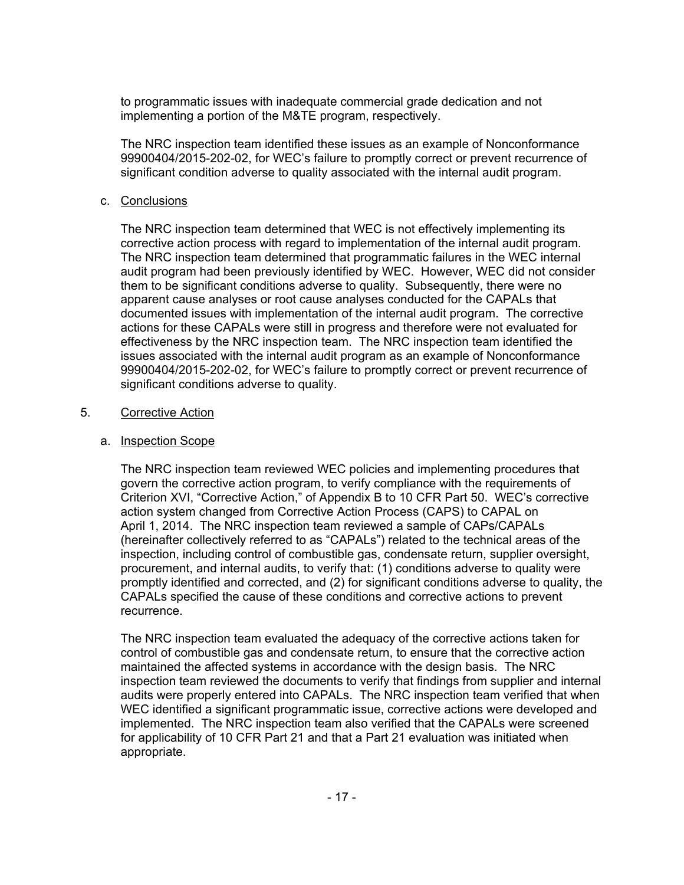to programmatic issues with inadequate commercial grade dedication and not implementing a portion of the M&TE program, respectively.

The NRC inspection team identified these issues as an example of Nonconformance 99900404/2015-202-02, for WEC's failure to promptly correct or prevent recurrence of significant condition adverse to quality associated with the internal audit program.

c. Conclusions

The NRC inspection team determined that WEC is not effectively implementing its corrective action process with regard to implementation of the internal audit program. The NRC inspection team determined that programmatic failures in the WEC internal audit program had been previously identified by WEC. However, WEC did not consider them to be significant conditions adverse to quality. Subsequently, there were no apparent cause analyses or root cause analyses conducted for the CAPALs that documented issues with implementation of the internal audit program. The corrective actions for these CAPALs were still in progress and therefore were not evaluated for effectiveness by the NRC inspection team. The NRC inspection team identified the issues associated with the internal audit program as an example of Nonconformance 99900404/2015-202-02, for WEC's failure to promptly correct or prevent recurrence of significant conditions adverse to quality.

## 5. Corrective Action

a. Inspection Scope

The NRC inspection team reviewed WEC policies and implementing procedures that govern the corrective action program, to verify compliance with the requirements of Criterion XVI, "Corrective Action," of Appendix B to 10 CFR Part 50. WEC's corrective action system changed from Corrective Action Process (CAPS) to CAPAL on April 1, 2014. The NRC inspection team reviewed a sample of CAPs/CAPALs (hereinafter collectively referred to as "CAPALs") related to the technical areas of the inspection, including control of combustible gas, condensate return, supplier oversight, procurement, and internal audits, to verify that: (1) conditions adverse to quality were promptly identified and corrected, and (2) for significant conditions adverse to quality, the CAPALs specified the cause of these conditions and corrective actions to prevent recurrence.

The NRC inspection team evaluated the adequacy of the corrective actions taken for control of combustible gas and condensate return, to ensure that the corrective action maintained the affected systems in accordance with the design basis. The NRC inspection team reviewed the documents to verify that findings from supplier and internal audits were properly entered into CAPALs. The NRC inspection team verified that when WEC identified a significant programmatic issue, corrective actions were developed and implemented. The NRC inspection team also verified that the CAPALs were screened for applicability of 10 CFR Part 21 and that a Part 21 evaluation was initiated when appropriate.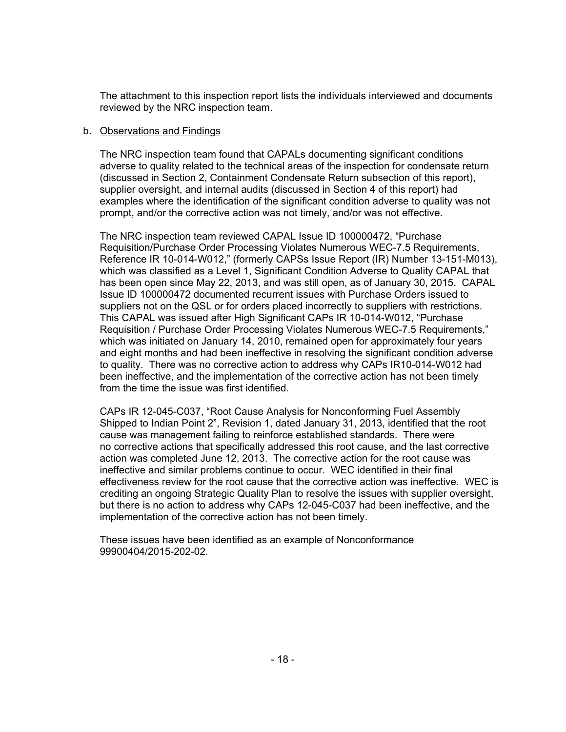The attachment to this inspection report lists the individuals interviewed and documents reviewed by the NRC inspection team.

b. Observations and Findings

The NRC inspection team found that CAPALs documenting significant conditions adverse to quality related to the technical areas of the inspection for condensate return (discussed in Section 2, Containment Condensate Return subsection of this report), supplier oversight, and internal audits (discussed in Section 4 of this report) had examples where the identification of the significant condition adverse to quality was not prompt, and/or the corrective action was not timely, and/or was not effective.

The NRC inspection team reviewed CAPAL Issue ID 100000472, "Purchase Requisition/Purchase Order Processing Violates Numerous WEC-7.5 Requirements, Reference IR 10-014-W012," (formerly CAPSs Issue Report (IR) Number 13-151-M013), which was classified as a Level 1, Significant Condition Adverse to Quality CAPAL that has been open since May 22, 2013, and was still open, as of January 30, 2015. CAPAL Issue ID 100000472 documented recurrent issues with Purchase Orders issued to suppliers not on the QSL or for orders placed incorrectly to suppliers with restrictions. This CAPAL was issued after High Significant CAPs IR 10-014-W012, "Purchase Requisition / Purchase Order Processing Violates Numerous WEC-7.5 Requirements," which was initiated on January 14, 2010, remained open for approximately four years and eight months and had been ineffective in resolving the significant condition adverse to quality. There was no corrective action to address why CAPs IR10-014-W012 had been ineffective, and the implementation of the corrective action has not been timely from the time the issue was first identified.

CAPs IR 12-045-C037, "Root Cause Analysis for Nonconforming Fuel Assembly Shipped to Indian Point 2", Revision 1, dated January 31, 2013, identified that the root cause was management failing to reinforce established standards. There were no corrective actions that specifically addressed this root cause, and the last corrective action was completed June 12, 2013. The corrective action for the root cause was ineffective and similar problems continue to occur. WEC identified in their final effectiveness review for the root cause that the corrective action was ineffective. WEC is crediting an ongoing Strategic Quality Plan to resolve the issues with supplier oversight, but there is no action to address why CAPs 12-045-C037 had been ineffective, and the implementation of the corrective action has not been timely.

These issues have been identified as an example of Nonconformance 99900404/2015-202-02.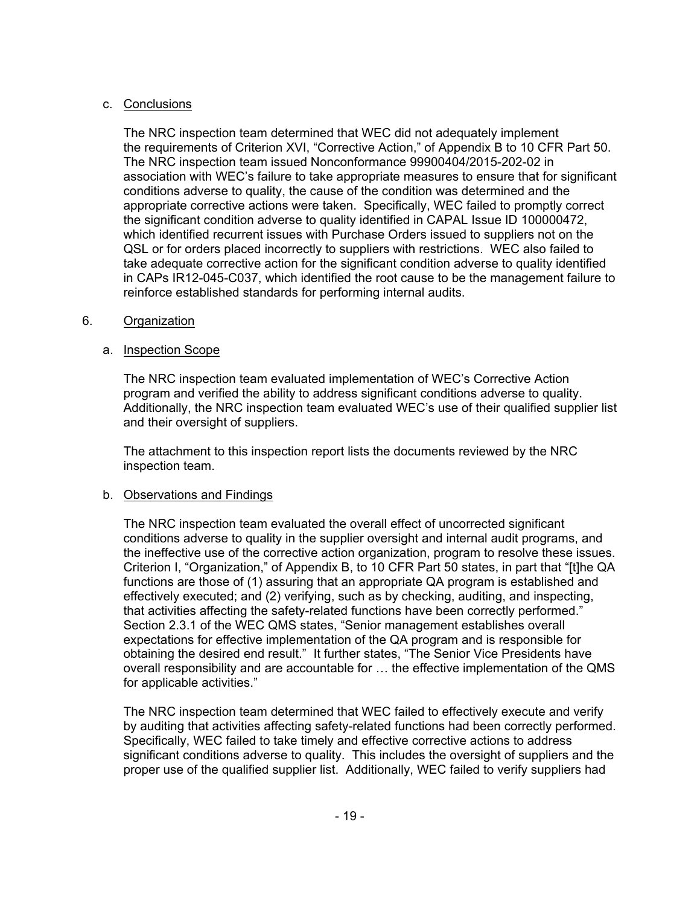c. Conclusions

The NRC inspection team determined that WEC did not adequately implement the requirements of Criterion XVI, "Corrective Action," of Appendix B to 10 CFR Part 50. The NRC inspection team issued Nonconformance 99900404/2015-202-02 in association with WEC's failure to take appropriate measures to ensure that for significant conditions adverse to quality, the cause of the condition was determined and the appropriate corrective actions were taken. Specifically, WEC failed to promptly correct the significant condition adverse to quality identified in CAPAL Issue ID 100000472, which identified recurrent issues with Purchase Orders issued to suppliers not on the QSL or for orders placed incorrectly to suppliers with restrictions. WEC also failed to take adequate corrective action for the significant condition adverse to quality identified in CAPs IR12-045-C037, which identified the root cause to be the management failure to reinforce established standards for performing internal audits.

6. Organization

a. Inspection Scope

The NRC inspection team evaluated implementation of WEC's Corrective Action program and verified the ability to address significant conditions adverse to quality. Additionally, the NRC inspection team evaluated WEC's use of their qualified supplier list and their oversight of suppliers.

The attachment to this inspection report lists the documents reviewed by the NRC inspection team.

b. Observations and Findings

The NRC inspection team evaluated the overall effect of uncorrected significant conditions adverse to quality in the supplier oversight and internal audit programs, and the ineffective use of the corrective action organization, program to resolve these issues. Criterion I, "Organization," of Appendix B, to 10 CFR Part 50 states, in part that "[t]he QA functions are those of (1) assuring that an appropriate QA program is established and effectively executed; and (2) verifying, such as by checking, auditing, and inspecting, that activities affecting the safety-related functions have been correctly performed." Section 2.3.1 of the WEC QMS states, "Senior management establishes overall expectations for effective implementation of the QA program and is responsible for obtaining the desired end result." It further states, "The Senior Vice Presidents have overall responsibility and are accountable for … the effective implementation of the QMS for applicable activities."

The NRC inspection team determined that WEC failed to effectively execute and verify by auditing that activities affecting safety-related functions had been correctly performed. Specifically, WEC failed to take timely and effective corrective actions to address significant conditions adverse to quality. This includes the oversight of suppliers and the proper use of the qualified supplier list. Additionally, WEC failed to verify suppliers had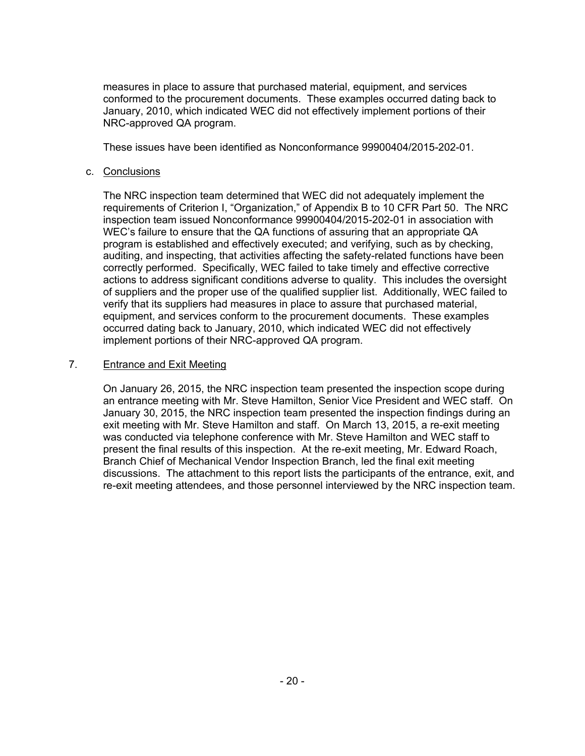measures in place to assure that purchased material, equipment, and services conformed to the procurement documents. These examples occurred dating back to January, 2010, which indicated WEC did not effectively implement portions of their NRC-approved QA program.

These issues have been identified as Nonconformance 99900404/2015-202-01.

c. Conclusions

The NRC inspection team determined that WEC did not adequately implement the requirements of Criterion I, "Organization," of Appendix B to 10 CFR Part 50. The NRC inspection team issued Nonconformance 99900404/2015-202-01 in association with WEC's failure to ensure that the QA functions of assuring that an appropriate QA program is established and effectively executed; and verifying, such as by checking, auditing, and inspecting, that activities affecting the safety-related functions have been correctly performed. Specifically, WEC failed to take timely and effective corrective actions to address significant conditions adverse to quality. This includes the oversight of suppliers and the proper use of the qualified supplier list. Additionally, WEC failed to verify that its suppliers had measures in place to assure that purchased material, equipment, and services conform to the procurement documents. These examples occurred dating back to January, 2010, which indicated WEC did not effectively implement portions of their NRC-approved QA program.

## 7. Entrance and Exit Meeting

On January 26, 2015, the NRC inspection team presented the inspection scope during an entrance meeting with Mr. Steve Hamilton, Senior Vice President and WEC staff. On January 30, 2015, the NRC inspection team presented the inspection findings during an exit meeting with Mr. Steve Hamilton and staff. On March 13, 2015, a re-exit meeting was conducted via telephone conference with Mr. Steve Hamilton and WEC staff to present the final results of this inspection. At the re-exit meeting, Mr. Edward Roach, Branch Chief of Mechanical Vendor Inspection Branch, led the final exit meeting discussions. The attachment to this report lists the participants of the entrance, exit, and re-exit meeting attendees, and those personnel interviewed by the NRC inspection team.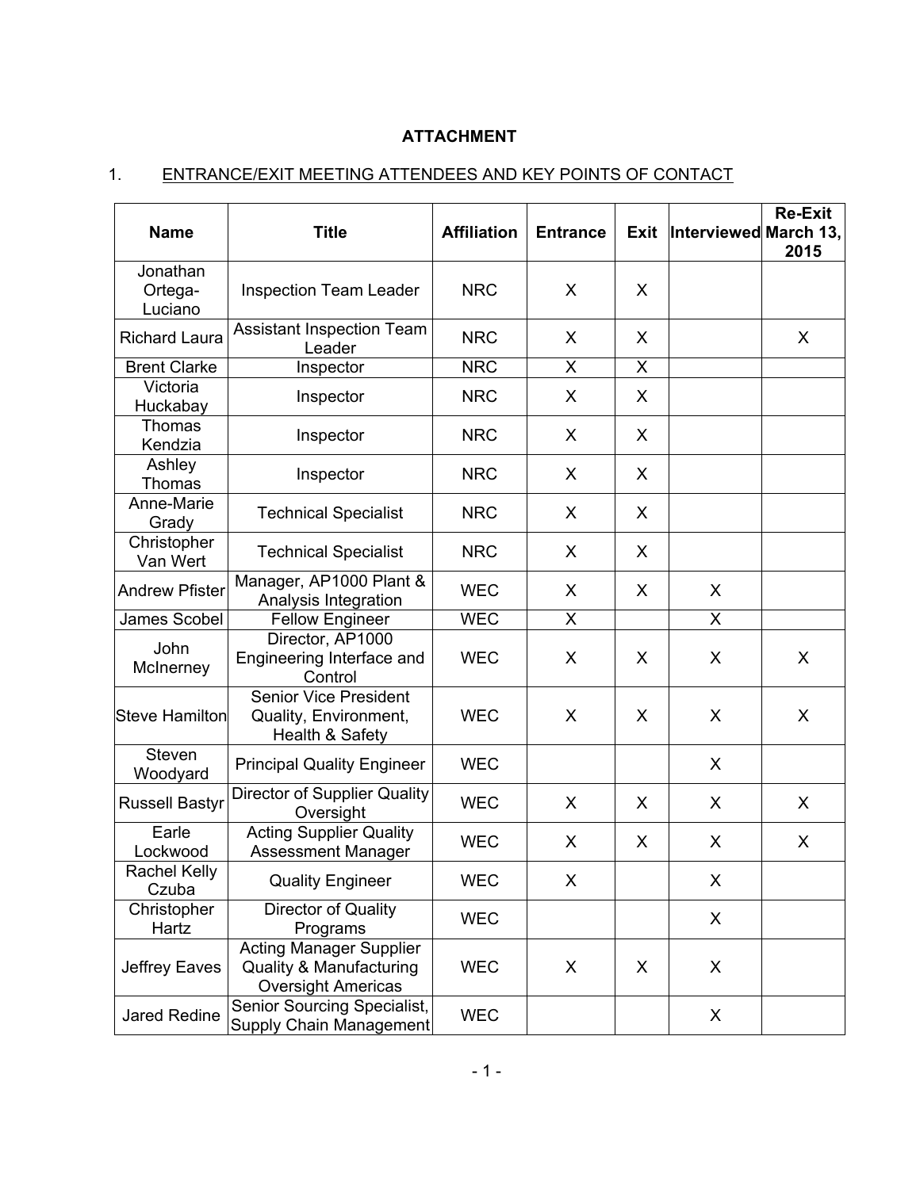**ATTACHMENT**

1. ENTRANCE/EXIT MEETING ATTENDEES AND KEY POINTS OF CONTACT

| Name | Title | Affiliation | Entrance | Exit | Interviewed | Re-Exit March 13, 2015 |
|---|---|---|---|---|---|---|
| Jonathan Ortega-Luciano | Inspection Team Leader | NRC | X | X | | |
| Richard Laura | Assistant Inspection Team Leader | NRC | X | X | | X |
| Brent Clarke | Inspector | NRC | X | X | | |
| Victoria Huckabay | Inspector | NRC | X | X | | |
| Thomas Kendzia | Inspector | NRC | X | X | | |
| Ashley Thomas | Inspector | NRC | X | X | | |
| Anne-Marie Grady | Technical Specialist | NRC | X | X | | |
| Christopher Van Wert | Technical Specialist | NRC | X | X | | |
| Andrew Pfister | Manager, AP1000 Plant & Analysis Integration | WEC | X | X | X | |
| James Scobel | Fellow Engineer | WEC | X | | X | |
| John McInerney | Director, AP1000 Engineering Interface and Control | WEC | X | X | X | X |
| Steve Hamilton | Senior Vice President Quality, Environment, Health & Safety | WEC | X | X | X | X |
| Steven Woodyard | Principal Quality Engineer | WEC | | | X | |
| Russell Bastyr | Director of Supplier Quality Oversight | WEC | X | X | X | X |
| Earle Lockwood | Acting Supplier Quality Assessment Manager | WEC | X | X | X | X |
| Rachel Kelly Czuba | Quality Engineer | WEC | X | | X | |
| Christopher Hartz | Director of Quality Programs | WEC | | | X | |
| Jeffrey Eaves | Acting Manager Supplier Quality & Manufacturing Oversight Americas | WEC | X | X | X | |
| Jared Redine | Senior Sourcing Specialist, Supply Chain Management | WEC | | | X | |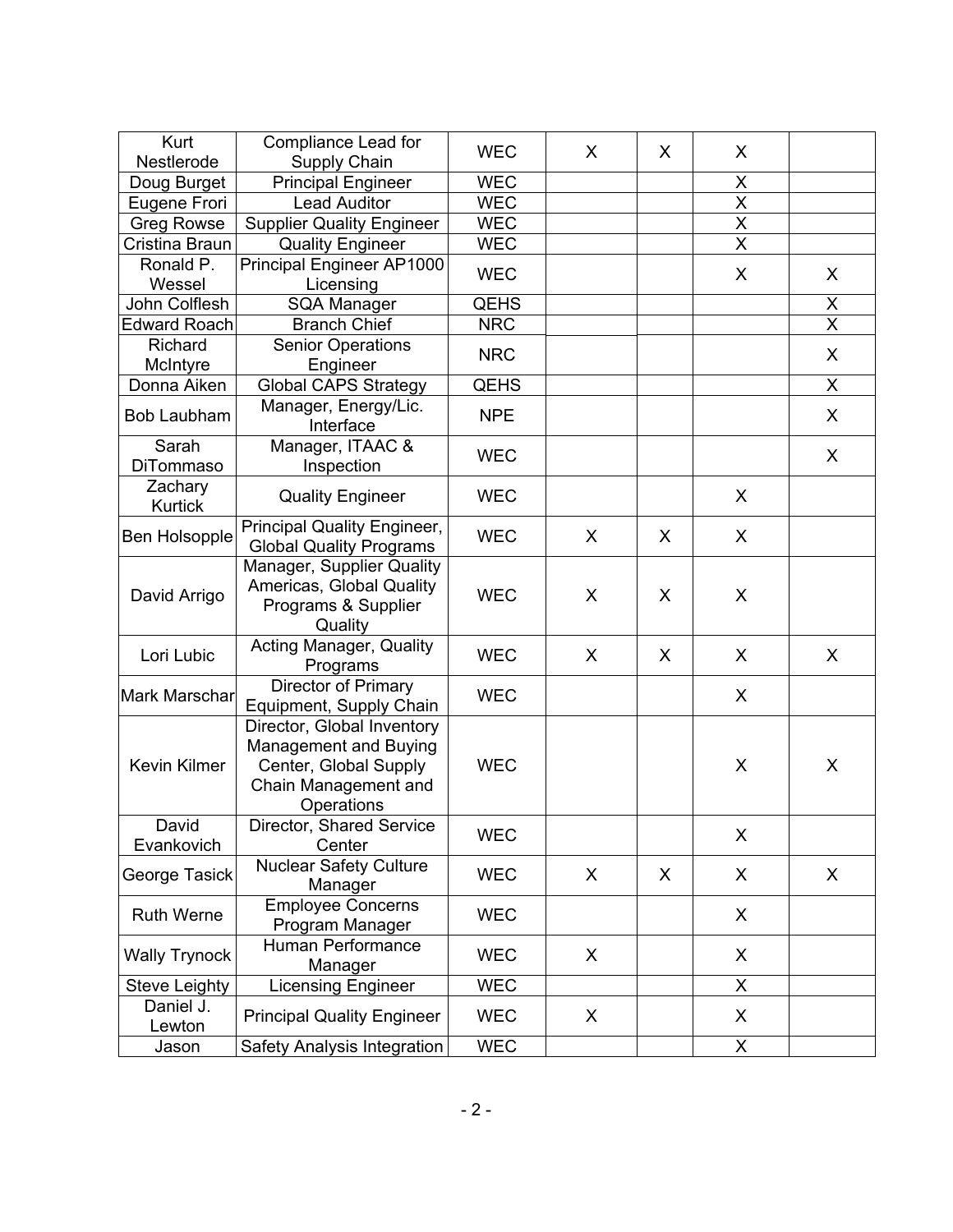| | | | | | | |
|---|---|---|---|---|---|---|
| Kurt Nestlerode | Compliance Lead for Supply Chain | WEC | X | X | X | |
| Doug Burget | Principal Engineer | WEC | | | X | |
| Eugene Frori | Lead Auditor | WEC | | | X | |
| Greg Rowse | Supplier Quality Engineer | WEC | | | X | |
| Cristina Braun | Quality Engineer | WEC | | | X | |
| Ronald P. Wessel | Principal Engineer AP1000 Licensing | WEC | | | X | X |
| John Colflesh | SQA Manager | QEHS | | | | X |
| Edward Roach | Branch Chief | NRC | | | | X |
| Richard McIntyre | Senior Operations Engineer | NRC | | | | X |
| Donna Aiken | Global CAPS Strategy | QEHS | | | | X |
| Bob Laubham | Manager, Energy/Lic. Interface | NPE | | | | X |
| Sarah DiTommaso | Manager, ITAAC & Inspection | WEC | | | | X |
| Zachary Kurtick | Quality Engineer | WEC | | | X | |
| Ben Holsopple | Principal Quality Engineer, Global Quality Programs | WEC | X | X | X | |
| David Arrigo | Manager, Supplier Quality Americas, Global Quality Programs & Supplier Quality | WEC | X | X | X | |
| Lori Lubic | Acting Manager, Quality Programs | WEC | X | X | X | X |
| Mark Marschar | Director of Primary Equipment, Supply Chain | WEC | | | X | |
| Kevin Kilmer | Director, Global Inventory Management and Buying Center, Global Supply Chain Management and Operations | WEC | | | X | X |
| David Evankovich | Director, Shared Service Center | WEC | | | X | |
| George Tasick | Nuclear Safety Culture Manager | WEC | X | X | X | X |
| Ruth Werne | Employee Concerns Program Manager | WEC | | | X | |
| Wally Trynock | Human Performance Manager | WEC | X | | X | |
| Steve Leighty | Licensing Engineer | WEC | | | X | |
| Daniel J. Lewton | Principal Quality Engineer | WEC | X | | X | |
| Jason | Safety Analysis Integration | WEC | | | X | |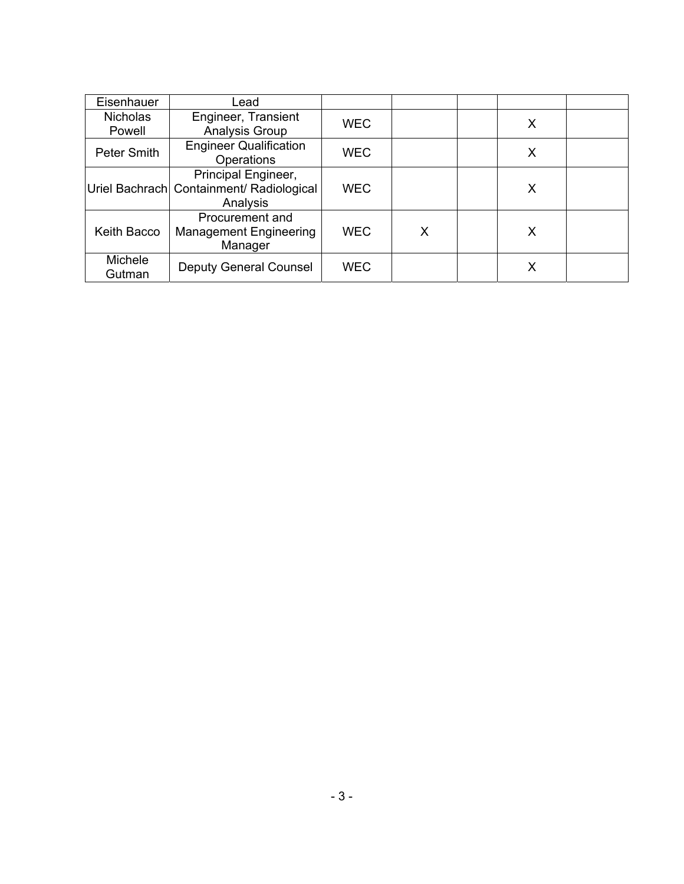| | | | | | | |
|---|---|---|---|---|---|---|
| Eisenhauer | Lead | | | | | |
| Nicholas Powell | Engineer, Transient Analysis Group | WEC | | | X | |
| Peter Smith | Engineer Qualification Operations | WEC | | | X | |
| Uriel Bachrach | Principal Engineer, Containment/ Radiological Analysis | WEC | | | X | |
| Keith Bacco | Procurement and Management Engineering Manager | WEC | X | | X | |
| Michele Gutman | Deputy General Counsel | WEC | | | X | |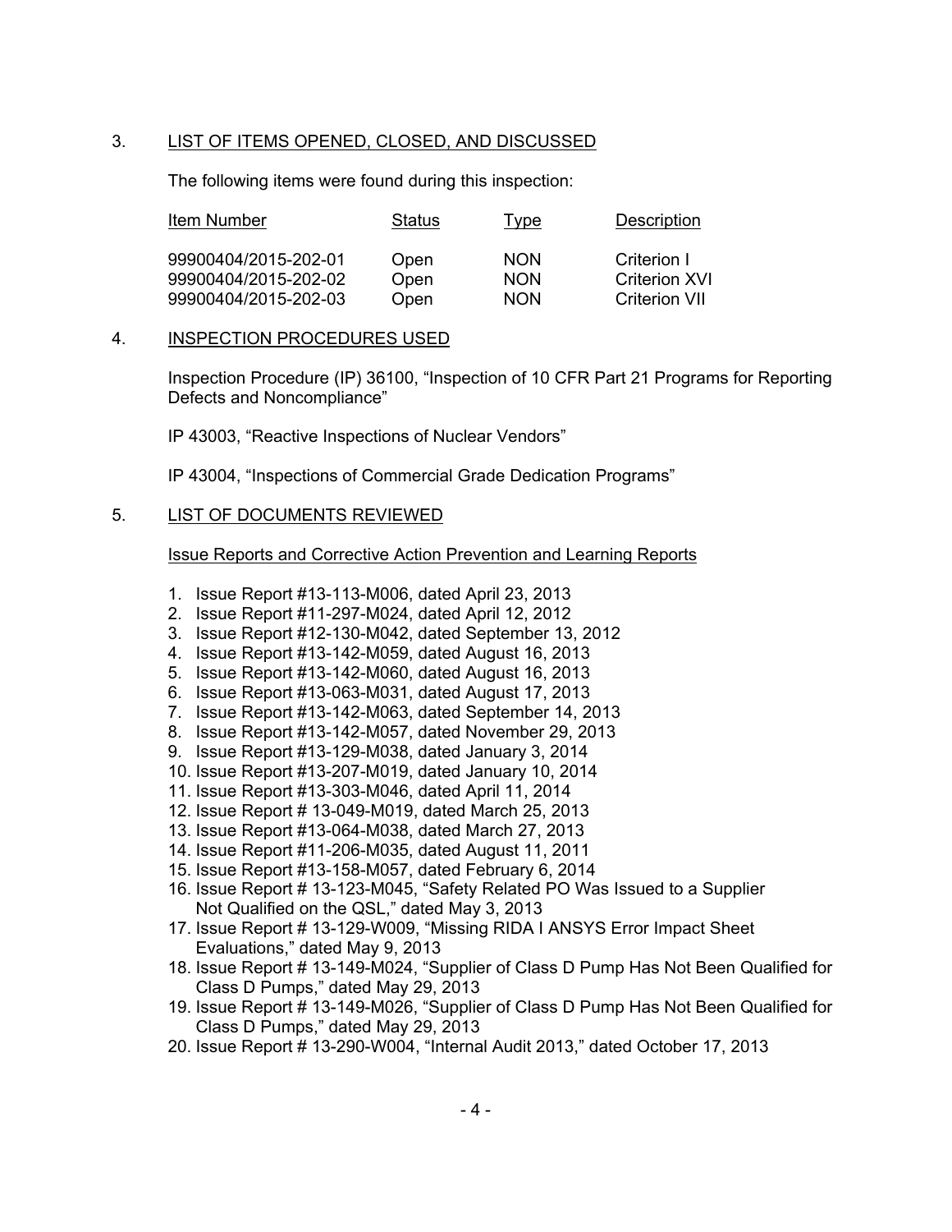## 3. LIST OF ITEMS OPENED, CLOSED, AND DISCUSSED

The following items were found during this inspection:

| Item Number | Status | Type | Description |
|---|---|---|---|
| 99900404/2015-202-01 | Open | NON | Criterion I |
| 99900404/2015-202-02 | Open | NON | Criterion XVI |
| 99900404/2015-202-03 | Open | NON | Criterion VII |

## 4. INSPECTION PROCEDURES USED

Inspection Procedure (IP) 36100, "Inspection of 10 CFR Part 21 Programs for Reporting Defects and Noncompliance"

IP 43003, "Reactive Inspections of Nuclear Vendors"

IP 43004, "Inspections of Commercial Grade Dedication Programs"

## 5. LIST OF DOCUMENTS REVIEWED

Issue Reports and Corrective Action Prevention and Learning Reports

1. Issue Report #13-113-M006, dated April 23, 2013
2. Issue Report #11-297-M024, dated April 12, 2012
3. Issue Report #12-130-M042, dated September 13, 2012
4. Issue Report #13-142-M059, dated August 16, 2013
5. Issue Report #13-142-M060, dated August 16, 2013
6. Issue Report #13-063-M031, dated August 17, 2013
7. Issue Report #13-142-M063, dated September 14, 2013
8. Issue Report #13-142-M057, dated November 29, 2013
9. Issue Report #13-129-M038, dated January 3, 2014
10. Issue Report #13-207-M019, dated January 10, 2014
11. Issue Report #13-303-M046, dated April 11, 2014
12. Issue Report # 13-049-M019, dated March 25, 2013
13. Issue Report #13-064-M038, dated March 27, 2013
14. Issue Report #11-206-M035, dated August 11, 2011
15. Issue Report #13-158-M057, dated February 6, 2014
16. Issue Report # 13-123-M045, "Safety Related PO Was Issued to a Supplier Not Qualified on the QSL," dated May 3, 2013
17. Issue Report # 13-129-W009, "Missing RIDA I ANSYS Error Impact Sheet Evaluations," dated May 9, 2013
18. Issue Report # 13-149-M024, "Supplier of Class D Pump Has Not Been Qualified for Class D Pumps," dated May 29, 2013
19. Issue Report # 13-149-M026, "Supplier of Class D Pump Has Not Been Qualified for Class D Pumps," dated May 29, 2013
20. Issue Report # 13-290-W004, "Internal Audit 2013," dated October 17, 2013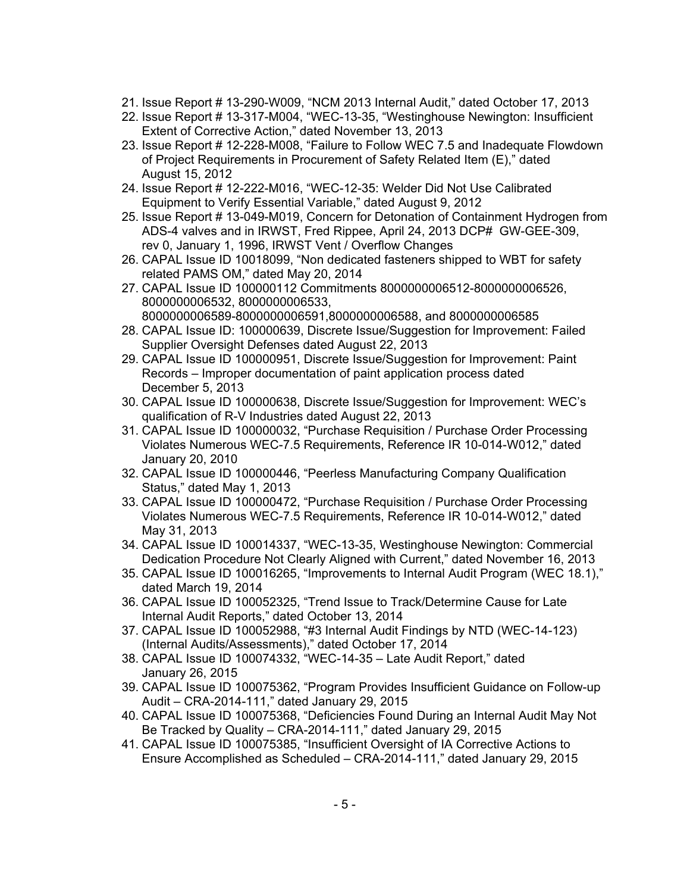21. Issue Report # 13-290-W009, "NCM 2013 Internal Audit," dated October 17, 2013
22. Issue Report # 13-317-M004, "WEC-13-35, "Westinghouse Newington: Insufficient Extent of Corrective Action," dated November 13, 2013
23. Issue Report # 12-228-M008, "Failure to Follow WEC 7.5 and Inadequate Flowdown of Project Requirements in Procurement of Safety Related Item (E)," dated August 15, 2012
24. Issue Report # 12-222-M016, "WEC-12-35: Welder Did Not Use Calibrated Equipment to Verify Essential Variable," dated August 9, 2012
25. Issue Report # 13-049-M019, Concern for Detonation of Containment Hydrogen from ADS-4 valves and in IRWST, Fred Rippee, April 24, 2013 DCP# GW-GEE-309, rev 0, January 1, 1996, IRWST Vent / Overflow Changes
26. CAPAL Issue ID 10018099, "Non dedicated fasteners shipped to WBT for safety related PAMS OM," dated May 20, 2014
27. CAPAL Issue ID 100000112 Commitments 8000000006512-8000000006526, 8000000006532, 8000000006533, 8000000006589-8000000006591,8000000006588, and 8000000006585
28. CAPAL Issue ID: 100000639, Discrete Issue/Suggestion for Improvement: Failed Supplier Oversight Defenses dated August 22, 2013
29. CAPAL Issue ID 100000951, Discrete Issue/Suggestion for Improvement: Paint Records – Improper documentation of paint application process dated December 5, 2013
30. CAPAL Issue ID 100000638, Discrete Issue/Suggestion for Improvement: WEC's qualification of R-V Industries dated August 22, 2013
31. CAPAL Issue ID 100000032, "Purchase Requisition / Purchase Order Processing Violates Numerous WEC-7.5 Requirements, Reference IR 10-014-W012," dated January 20, 2010
32. CAPAL Issue ID 100000446, "Peerless Manufacturing Company Qualification Status," dated May 1, 2013
33. CAPAL Issue ID 100000472, "Purchase Requisition / Purchase Order Processing Violates Numerous WEC-7.5 Requirements, Reference IR 10-014-W012," dated May 31, 2013
34. CAPAL Issue ID 100014337, "WEC-13-35, Westinghouse Newington: Commercial Dedication Procedure Not Clearly Aligned with Current," dated November 16, 2013
35. CAPAL Issue ID 100016265, "Improvements to Internal Audit Program (WEC 18.1)," dated March 19, 2014
36. CAPAL Issue ID 100052325, "Trend Issue to Track/Determine Cause for Late Internal Audit Reports," dated October 13, 2014
37. CAPAL Issue ID 100052988, "#3 Internal Audit Findings by NTD (WEC-14-123) (Internal Audits/Assessments)," dated October 17, 2014
38. CAPAL Issue ID 100074332, "WEC-14-35 – Late Audit Report," dated January 26, 2015
39. CAPAL Issue ID 100075362, "Program Provides Insufficient Guidance on Follow-up Audit – CRA-2014-111," dated January 29, 2015
40. CAPAL Issue ID 100075368, "Deficiencies Found During an Internal Audit May Not Be Tracked by Quality – CRA-2014-111," dated January 29, 2015
41. CAPAL Issue ID 100075385, "Insufficient Oversight of IA Corrective Actions to Ensure Accomplished as Scheduled – CRA-2014-111," dated January 29, 2015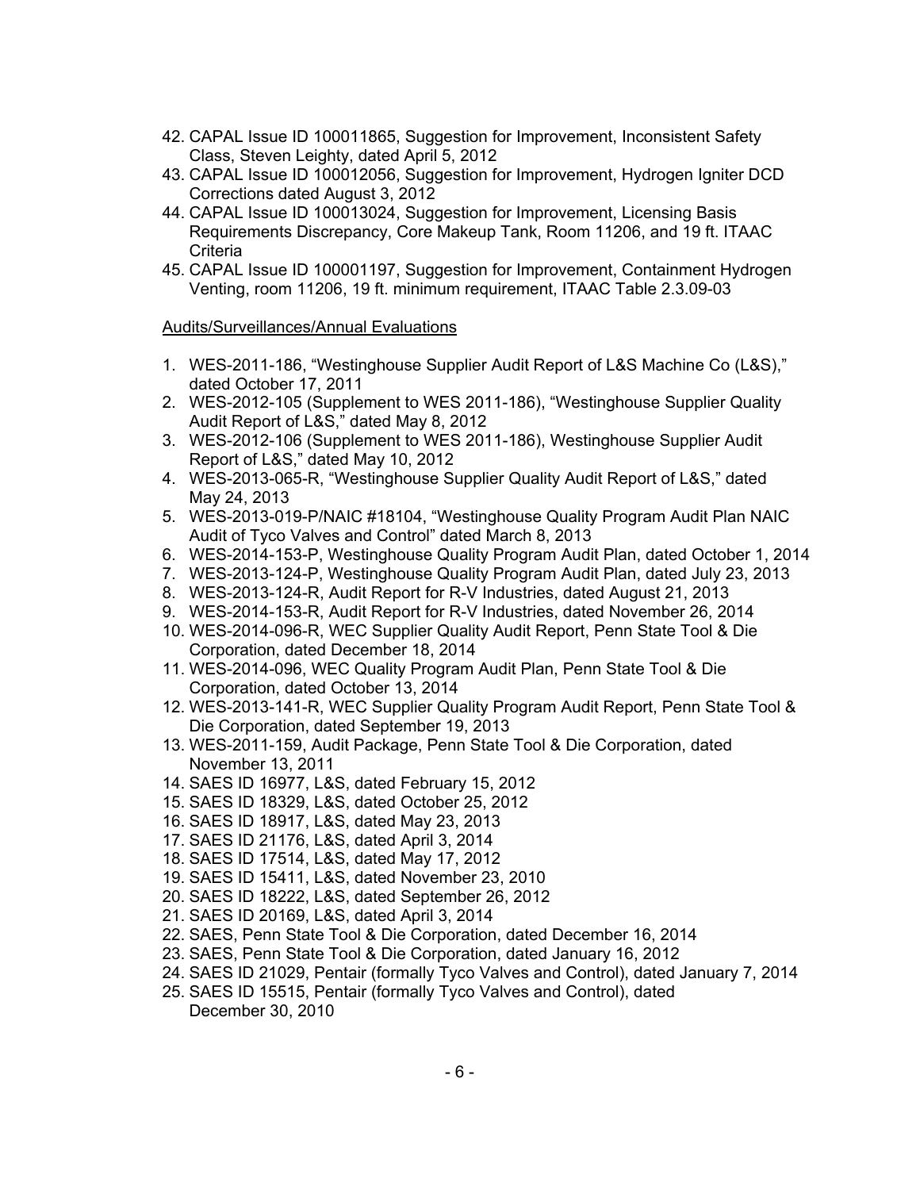42. CAPAL Issue ID 100011865, Suggestion for Improvement, Inconsistent Safety Class, Steven Leighty, dated April 5, 2012
43. CAPAL Issue ID 100012056, Suggestion for Improvement, Hydrogen Igniter DCD Corrections dated August 3, 2012
44. CAPAL Issue ID 100013024, Suggestion for Improvement, Licensing Basis Requirements Discrepancy, Core Makeup Tank, Room 11206, and 19 ft. ITAAC Criteria
45. CAPAL Issue ID 100001197, Suggestion for Improvement, Containment Hydrogen Venting, room 11206, 19 ft. minimum requirement, ITAAC Table 2.3.09-03

Audits/Surveillances/Annual Evaluations

1. WES-2011-186, "Westinghouse Supplier Audit Report of L&S Machine Co (L&S)," dated October 17, 2011
2. WES-2012-105 (Supplement to WES 2011-186), "Westinghouse Supplier Quality Audit Report of L&S," dated May 8, 2012
3. WES-2012-106 (Supplement to WES 2011-186), Westinghouse Supplier Audit Report of L&S," dated May 10, 2012
4. WES-2013-065-R, "Westinghouse Supplier Quality Audit Report of L&S," dated May 24, 2013
5. WES-2013-019-P/NAIC #18104, "Westinghouse Quality Program Audit Plan NAIC Audit of Tyco Valves and Control" dated March 8, 2013
6. WES-2014-153-P, Westinghouse Quality Program Audit Plan, dated October 1, 2014
7. WES-2013-124-P, Westinghouse Quality Program Audit Plan, dated July 23, 2013
8. WES-2013-124-R, Audit Report for R-V Industries, dated August 21, 2013
9. WES-2014-153-R, Audit Report for R-V Industries, dated November 26, 2014
10. WES-2014-096-R, WEC Supplier Quality Audit Report, Penn State Tool & Die Corporation, dated December 18, 2014
11. WES-2014-096, WEC Quality Program Audit Plan, Penn State Tool & Die Corporation, dated October 13, 2014
12. WES-2013-141-R, WEC Supplier Quality Program Audit Report, Penn State Tool & Die Corporation, dated September 19, 2013
13. WES-2011-159, Audit Package, Penn State Tool & Die Corporation, dated November 13, 2011
14. SAES ID 16977, L&S, dated February 15, 2012
15. SAES ID 18329, L&S, dated October 25, 2012
16. SAES ID 18917, L&S, dated May 23, 2013
17. SAES ID 21176, L&S, dated April 3, 2014
18. SAES ID 17514, L&S, dated May 17, 2012
19. SAES ID 15411, L&S, dated November 23, 2010
20. SAES ID 18222, L&S, dated September 26, 2012
21. SAES ID 20169, L&S, dated April 3, 2014
22. SAES, Penn State Tool & Die Corporation, dated December 16, 2014
23. SAES, Penn State Tool & Die Corporation, dated January 16, 2012
24. SAES ID 21029, Pentair (formally Tyco Valves and Control), dated January 7, 2014
25. SAES ID 15515, Pentair (formally Tyco Valves and Control), dated December 30, 2010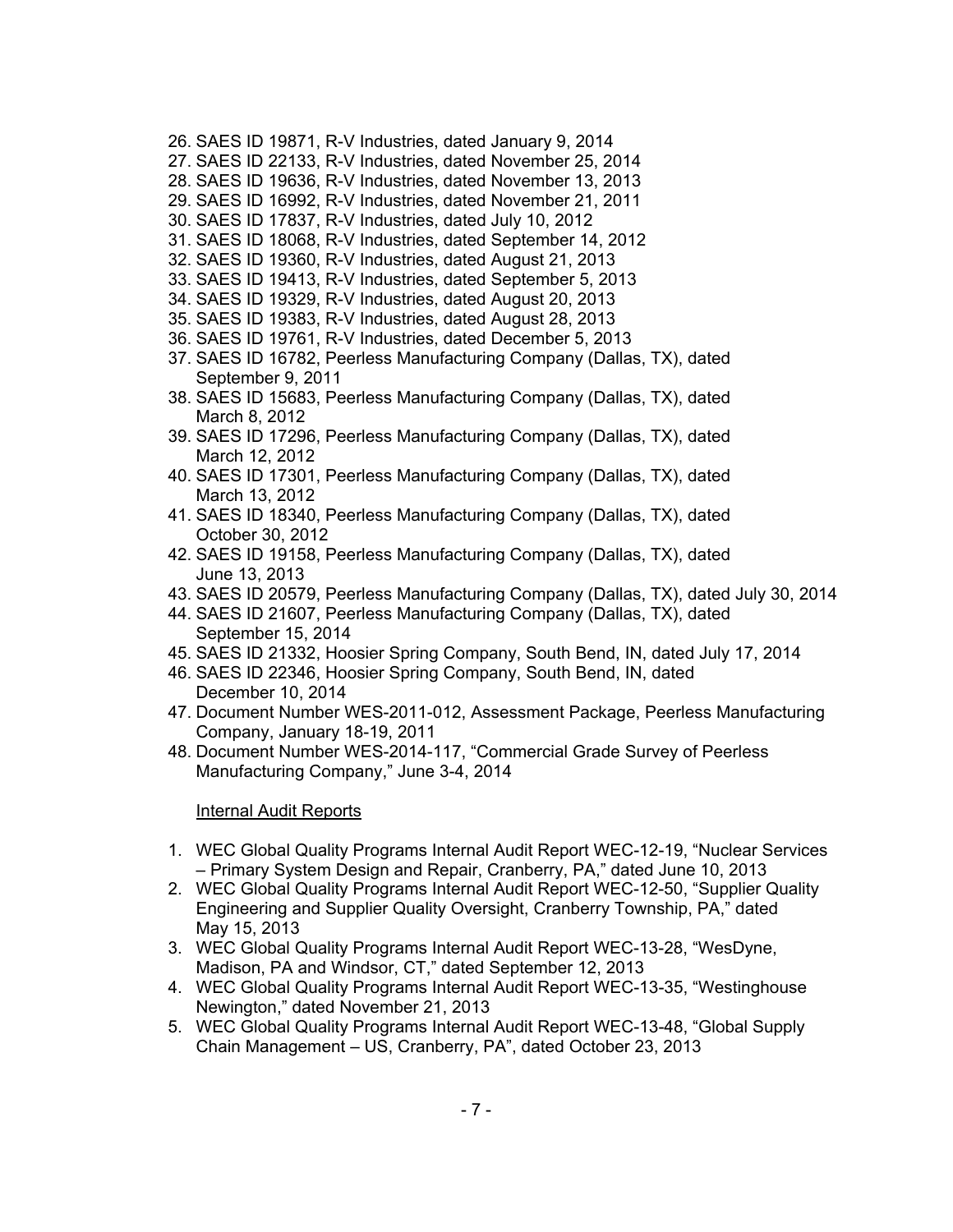26. SAES ID 19871, R-V Industries, dated January 9, 2014
27. SAES ID 22133, R-V Industries, dated November 25, 2014
28. SAES ID 19636, R-V Industries, dated November 13, 2013
29. SAES ID 16992, R-V Industries, dated November 21, 2011
30. SAES ID 17837, R-V Industries, dated July 10, 2012
31. SAES ID 18068, R-V Industries, dated September 14, 2012
32. SAES ID 19360, R-V Industries, dated August 21, 2013
33. SAES ID 19413, R-V Industries, dated September 5, 2013
34. SAES ID 19329, R-V Industries, dated August 20, 2013
35. SAES ID 19383, R-V Industries, dated August 28, 2013
36. SAES ID 19761, R-V Industries, dated December 5, 2013
37. SAES ID 16782, Peerless Manufacturing Company (Dallas, TX), dated September 9, 2011
38. SAES ID 15683, Peerless Manufacturing Company (Dallas, TX), dated March 8, 2012
39. SAES ID 17296, Peerless Manufacturing Company (Dallas, TX), dated March 12, 2012
40. SAES ID 17301, Peerless Manufacturing Company (Dallas, TX), dated March 13, 2012
41. SAES ID 18340, Peerless Manufacturing Company (Dallas, TX), dated October 30, 2012
42. SAES ID 19158, Peerless Manufacturing Company (Dallas, TX), dated June 13, 2013
43. SAES ID 20579, Peerless Manufacturing Company (Dallas, TX), dated July 30, 2014
44. SAES ID 21607, Peerless Manufacturing Company (Dallas, TX), dated September 15, 2014
45. SAES ID 21332, Hoosier Spring Company, South Bend, IN, dated July 17, 2014
46. SAES ID 22346, Hoosier Spring Company, South Bend, IN, dated December 10, 2014
47. Document Number WES-2011-012, Assessment Package, Peerless Manufacturing Company, January 18-19, 2011
48. Document Number WES-2014-117, "Commercial Grade Survey of Peerless Manufacturing Company," June 3-4, 2014

Internal Audit Reports

1. WEC Global Quality Programs Internal Audit Report WEC-12-19, "Nuclear Services – Primary System Design and Repair, Cranberry, PA," dated June 10, 2013
2. WEC Global Quality Programs Internal Audit Report WEC-12-50, "Supplier Quality Engineering and Supplier Quality Oversight, Cranberry Township, PA," dated May 15, 2013
3. WEC Global Quality Programs Internal Audit Report WEC-13-28, "WesDyne, Madison, PA and Windsor, CT," dated September 12, 2013
4. WEC Global Quality Programs Internal Audit Report WEC-13-35, "Westinghouse Newington," dated November 21, 2013
5. WEC Global Quality Programs Internal Audit Report WEC-13-48, "Global Supply Chain Management – US, Cranberry, PA", dated October 23, 2013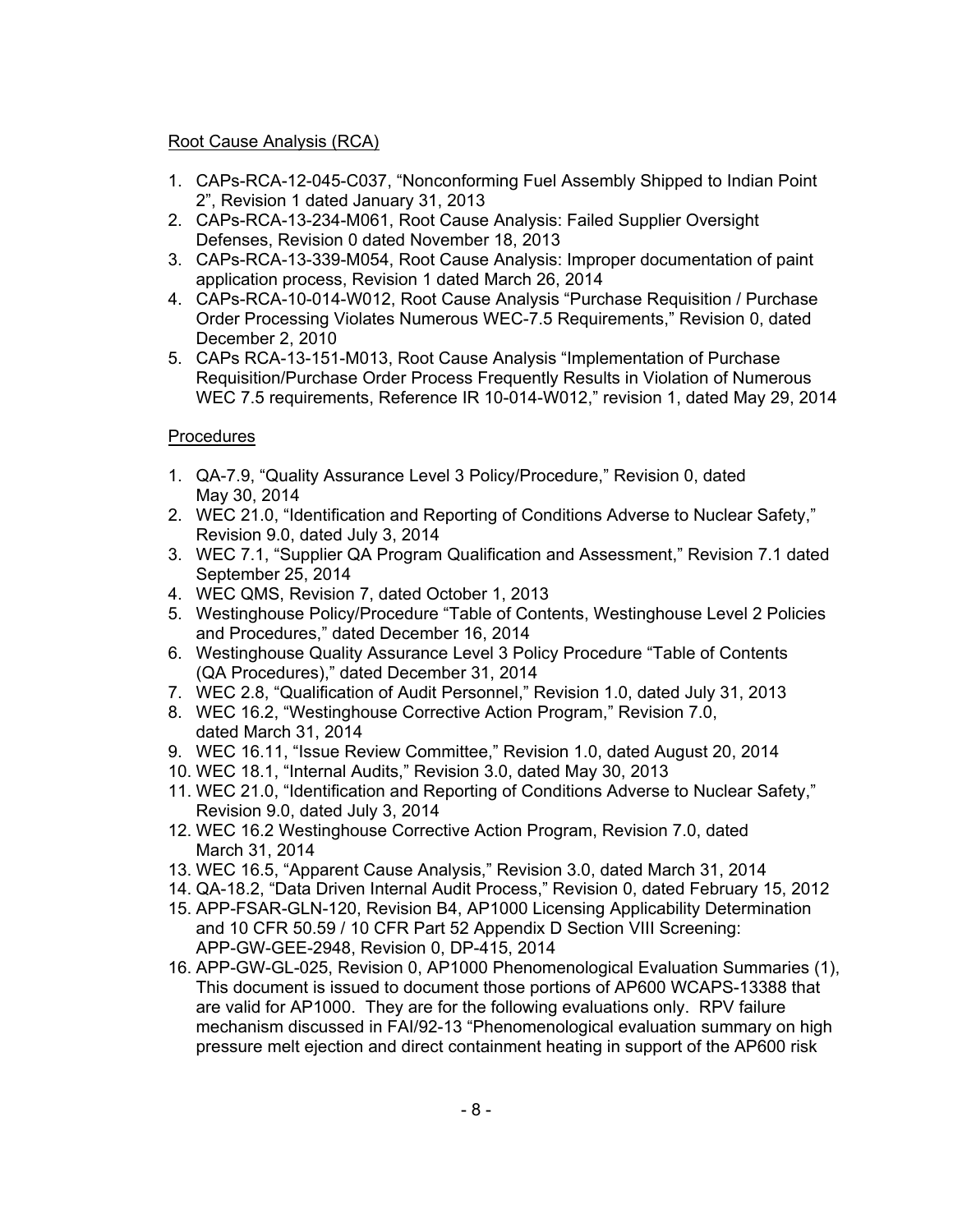Root Cause Analysis (RCA)

1. CAPs-RCA-12-045-C037, "Nonconforming Fuel Assembly Shipped to Indian Point 2", Revision 1 dated January 31, 2013
2. CAPs-RCA-13-234-M061, Root Cause Analysis: Failed Supplier Oversight Defenses, Revision 0 dated November 18, 2013
3. CAPs-RCA-13-339-M054, Root Cause Analysis: Improper documentation of paint application process, Revision 1 dated March 26, 2014
4. CAPs-RCA-10-014-W012, Root Cause Analysis "Purchase Requisition / Purchase Order Processing Violates Numerous WEC-7.5 Requirements," Revision 0, dated December 2, 2010
5. CAPs RCA-13-151-M013, Root Cause Analysis "Implementation of Purchase Requisition/Purchase Order Process Frequently Results in Violation of Numerous WEC 7.5 requirements, Reference IR 10-014-W012," revision 1, dated May 29, 2014

Procedures

1. QA-7.9, "Quality Assurance Level 3 Policy/Procedure," Revision 0, dated May 30, 2014
2. WEC 21.0, "Identification and Reporting of Conditions Adverse to Nuclear Safety," Revision 9.0, dated July 3, 2014
3. WEC 7.1, "Supplier QA Program Qualification and Assessment," Revision 7.1 dated September 25, 2014
4. WEC QMS, Revision 7, dated October 1, 2013
5. Westinghouse Policy/Procedure "Table of Contents, Westinghouse Level 2 Policies and Procedures," dated December 16, 2014
6. Westinghouse Quality Assurance Level 3 Policy Procedure "Table of Contents (QA Procedures)," dated December 31, 2014
7. WEC 2.8, "Qualification of Audit Personnel," Revision 1.0, dated July 31, 2013
8. WEC 16.2, "Westinghouse Corrective Action Program," Revision 7.0, dated March 31, 2014
9. WEC 16.11, "Issue Review Committee," Revision 1.0, dated August 20, 2014
10. WEC 18.1, "Internal Audits," Revision 3.0, dated May 30, 2013
11. WEC 21.0, "Identification and Reporting of Conditions Adverse to Nuclear Safety," Revision 9.0, dated July 3, 2014
12. WEC 16.2 Westinghouse Corrective Action Program, Revision 7.0, dated March 31, 2014
13. WEC 16.5, "Apparent Cause Analysis," Revision 3.0, dated March 31, 2014
14. QA-18.2, "Data Driven Internal Audit Process," Revision 0, dated February 15, 2012
15. APP-FSAR-GLN-120, Revision B4, AP1000 Licensing Applicability Determination and 10 CFR 50.59 / 10 CFR Part 52 Appendix D Section VIII Screening: APP-GW-GEE-2948, Revision 0, DP-415, 2014
16. APP-GW-GL-025, Revision 0, AP1000 Phenomenological Evaluation Summaries (1), This document is issued to document those portions of AP600 WCAPS-13388 that are valid for AP1000. They are for the following evaluations only. RPV failure mechanism discussed in FAI/92-13 "Phenomenological evaluation summary on high pressure melt ejection and direct containment heating in support of the AP600 risk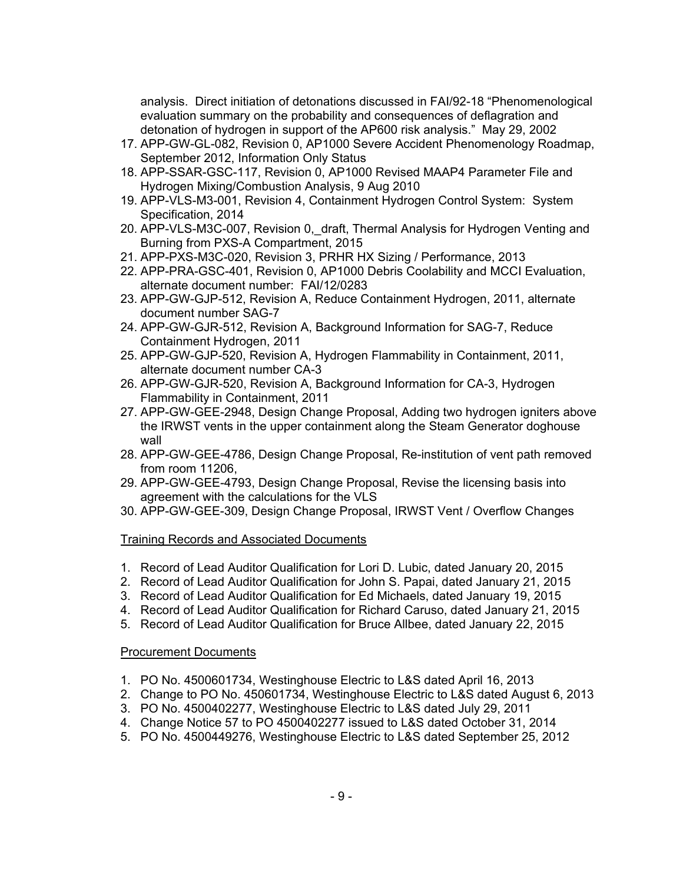analysis. Direct initiation of detonations discussed in FAI/92-18 "Phenomenological evaluation summary on the probability and consequences of deflagration and detonation of hydrogen in support of the AP600 risk analysis." May 29, 2002

17. APP-GW-GL-082, Revision 0, AP1000 Severe Accident Phenomenology Roadmap, September 2012, Information Only Status
18. APP-SSAR-GSC-117, Revision 0, AP1000 Revised MAAP4 Parameter File and Hydrogen Mixing/Combustion Analysis, 9 Aug 2010
19. APP-VLS-M3-001, Revision 4, Containment Hydrogen Control System: System Specification, 2014
20. APP-VLS-M3C-007, Revision 0,_draft, Thermal Analysis for Hydrogen Venting and Burning from PXS-A Compartment, 2015
21. APP-PXS-M3C-020, Revision 3, PRHR HX Sizing / Performance, 2013
22. APP-PRA-GSC-401, Revision 0, AP1000 Debris Coolability and MCCI Evaluation, alternate document number: FAI/12/0283
23. APP-GW-GJP-512, Revision A, Reduce Containment Hydrogen, 2011, alternate document number SAG-7
24. APP-GW-GJR-512, Revision A, Background Information for SAG-7, Reduce Containment Hydrogen, 2011
25. APP-GW-GJP-520, Revision A, Hydrogen Flammability in Containment, 2011, alternate document number CA-3
26. APP-GW-GJR-520, Revision A, Background Information for CA-3, Hydrogen Flammability in Containment, 2011
27. APP-GW-GEE-2948, Design Change Proposal, Adding two hydrogen igniters above the IRWST vents in the upper containment along the Steam Generator doghouse wall
28. APP-GW-GEE-4786, Design Change Proposal, Re-institution of vent path removed from room 11206,
29. APP-GW-GEE-4793, Design Change Proposal, Revise the licensing basis into agreement with the calculations for the VLS
30. APP-GW-GEE-309, Design Change Proposal, IRWST Vent / Overflow Changes

<u>Training Records and Associated Documents</u>

1. Record of Lead Auditor Qualification for Lori D. Lubic, dated January 20, 2015
2. Record of Lead Auditor Qualification for John S. Papai, dated January 21, 2015
3. Record of Lead Auditor Qualification for Ed Michaels, dated January 19, 2015
4. Record of Lead Auditor Qualification for Richard Caruso, dated January 21, 2015
5. Record of Lead Auditor Qualification for Bruce Allbee, dated January 22, 2015

<u>Procurement Documents</u>

1. PO No. 4500601734, Westinghouse Electric to L&S dated April 16, 2013
2. Change to PO No. 450601734, Westinghouse Electric to L&S dated August 6, 2013
3. PO No. 4500402277, Westinghouse Electric to L&S dated July 29, 2011
4. Change Notice 57 to PO 4500402277 issued to L&S dated October 31, 2014
5. PO No. 4500449276, Westinghouse Electric to L&S dated September 25, 2012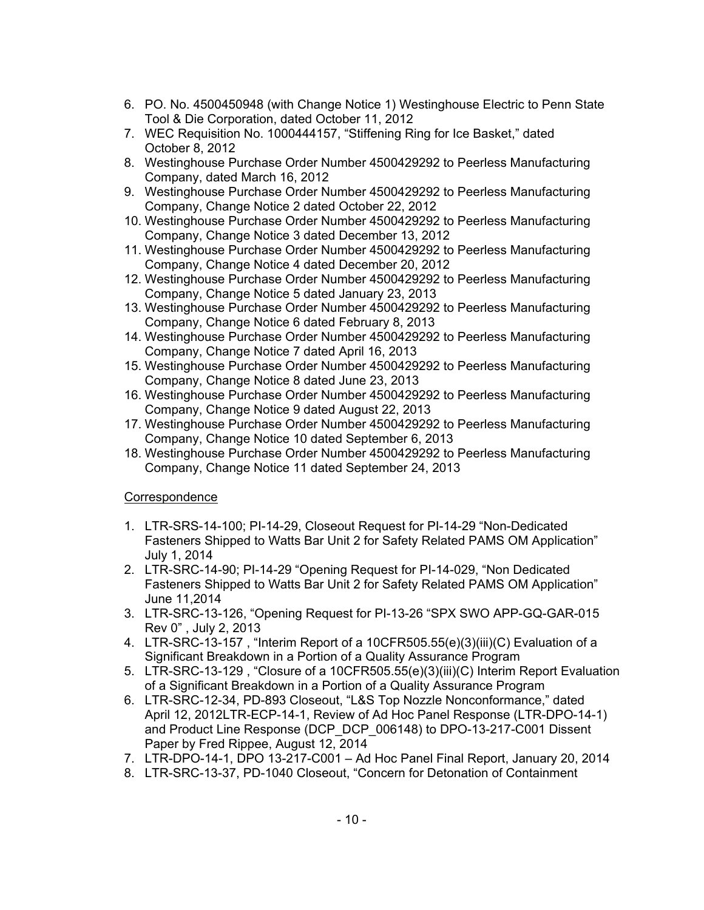6. PO. No. 4500450948 (with Change Notice 1) Westinghouse Electric to Penn State Tool & Die Corporation, dated October 11, 2012
7. WEC Requisition No. 1000444157, "Stiffening Ring for Ice Basket," dated October 8, 2012
8. Westinghouse Purchase Order Number 4500429292 to Peerless Manufacturing Company, dated March 16, 2012
9. Westinghouse Purchase Order Number 4500429292 to Peerless Manufacturing Company, Change Notice 2 dated October 22, 2012
10. Westinghouse Purchase Order Number 4500429292 to Peerless Manufacturing Company, Change Notice 3 dated December 13, 2012
11. Westinghouse Purchase Order Number 4500429292 to Peerless Manufacturing Company, Change Notice 4 dated December 20, 2012
12. Westinghouse Purchase Order Number 4500429292 to Peerless Manufacturing Company, Change Notice 5 dated January 23, 2013
13. Westinghouse Purchase Order Number 4500429292 to Peerless Manufacturing Company, Change Notice 6 dated February 8, 2013
14. Westinghouse Purchase Order Number 4500429292 to Peerless Manufacturing Company, Change Notice 7 dated April 16, 2013
15. Westinghouse Purchase Order Number 4500429292 to Peerless Manufacturing Company, Change Notice 8 dated June 23, 2013
16. Westinghouse Purchase Order Number 4500429292 to Peerless Manufacturing Company, Change Notice 9 dated August 22, 2013
17. Westinghouse Purchase Order Number 4500429292 to Peerless Manufacturing Company, Change Notice 10 dated September 6, 2013
18. Westinghouse Purchase Order Number 4500429292 to Peerless Manufacturing Company, Change Notice 11 dated September 24, 2013

Correspondence

1. LTR-SRS-14-100; PI-14-29, Closeout Request for PI-14-29 "Non-Dedicated Fasteners Shipped to Watts Bar Unit 2 for Safety Related PAMS OM Application" July 1, 2014
2. LTR-SRC-14-90; PI-14-29 "Opening Request for PI-14-029, "Non Dedicated Fasteners Shipped to Watts Bar Unit 2 for Safety Related PAMS OM Application" June 11,2014
3. LTR-SRC-13-126, "Opening Request for PI-13-26 "SPX SWO APP-GQ-GAR-015 Rev 0" , July 2, 2013
4. LTR-SRC-13-157 , "Interim Report of a 10CFR505.55(e)(3)(iii)(C) Evaluation of a Significant Breakdown in a Portion of a Quality Assurance Program
5. LTR-SRC-13-129 , "Closure of a 10CFR505.55(e)(3)(iii)(C) Interim Report Evaluation of a Significant Breakdown in a Portion of a Quality Assurance Program
6. LTR-SRC-12-34, PD-893 Closeout, "L&S Top Nozzle Nonconformance," dated April 12, 2012LTR-ECP-14-1, Review of Ad Hoc Panel Response (LTR-DPO-14-1) and Product Line Response (DCP_DCP_006148) to DPO-13-217-C001 Dissent Paper by Fred Rippee, August 12, 2014
7. LTR-DPO-14-1, DPO 13-217-C001 – Ad Hoc Panel Final Report, January 20, 2014
8. LTR-SRC-13-37, PD-1040 Closeout, "Concern for Detonation of Containment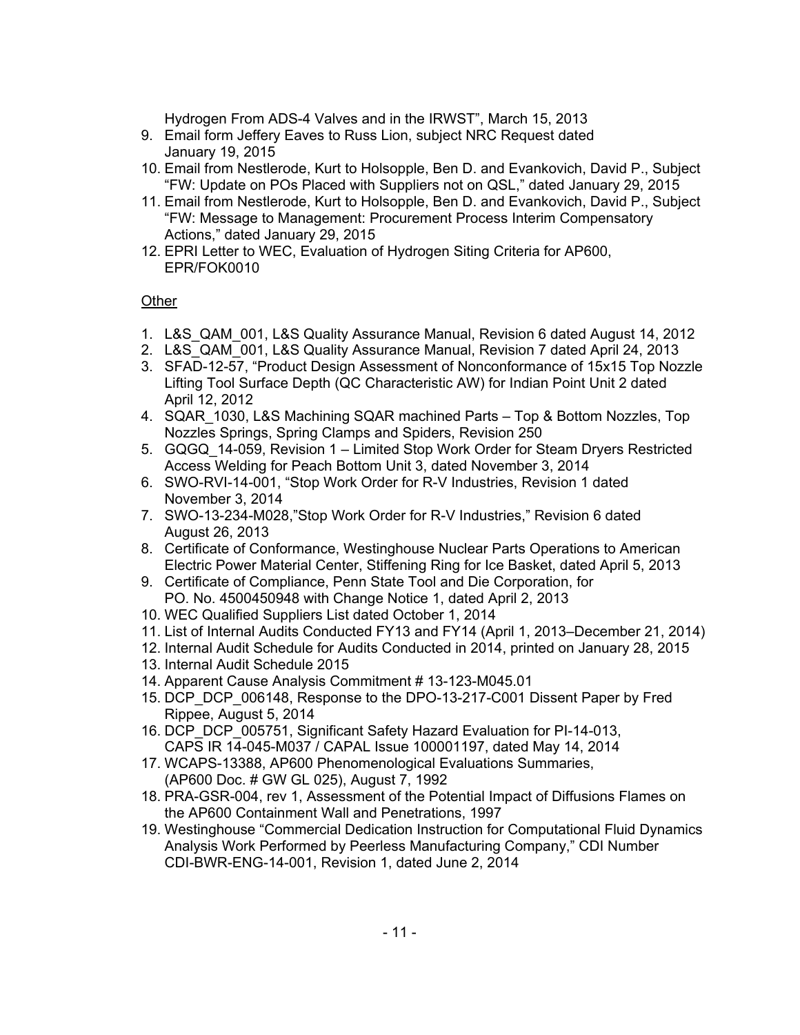Hydrogen From ADS-4 Valves and in the IRWST", March 15, 2013

9. Email form Jeffery Eaves to Russ Lion, subject NRC Request dated January 19, 2015
10. Email from Nestlerode, Kurt to Holsopple, Ben D. and Evankovich, David P., Subject "FW: Update on POs Placed with Suppliers not on QSL," dated January 29, 2015
11. Email from Nestlerode, Kurt to Holsopple, Ben D. and Evankovich, David P., Subject "FW: Message to Management: Procurement Process Interim Compensatory Actions," dated January 29, 2015
12. EPRI Letter to WEC, Evaluation of Hydrogen Siting Criteria for AP600, EPR/FOK0010

Other

1. L&S_QAM_001, L&S Quality Assurance Manual, Revision 6 dated August 14, 2012
2. L&S_QAM_001, L&S Quality Assurance Manual, Revision 7 dated April 24, 2013
3. SFAD-12-57, "Product Design Assessment of Nonconformance of 15x15 Top Nozzle Lifting Tool Surface Depth (QC Characteristic AW) for Indian Point Unit 2 dated April 12, 2012
4. SQAR_1030, L&S Machining SQAR machined Parts – Top & Bottom Nozzles, Top Nozzles Springs, Spring Clamps and Spiders, Revision 250
5. GQGQ_14-059, Revision 1 – Limited Stop Work Order for Steam Dryers Restricted Access Welding for Peach Bottom Unit 3, dated November 3, 2014
6. SWO-RVI-14-001, "Stop Work Order for R-V Industries, Revision 1 dated November 3, 2014
7. SWO-13-234-M028,"Stop Work Order for R-V Industries," Revision 6 dated August 26, 2013
8. Certificate of Conformance, Westinghouse Nuclear Parts Operations to American Electric Power Material Center, Stiffening Ring for Ice Basket, dated April 5, 2013
9. Certificate of Compliance, Penn State Tool and Die Corporation, for PO. No. 4500450948 with Change Notice 1, dated April 2, 2013
10. WEC Qualified Suppliers List dated October 1, 2014
11. List of Internal Audits Conducted FY13 and FY14 (April 1, 2013–December 21, 2014)
12. Internal Audit Schedule for Audits Conducted in 2014, printed on January 28, 2015
13. Internal Audit Schedule 2015
14. Apparent Cause Analysis Commitment # 13-123-M045.01
15. DCP_DCP_006148, Response to the DPO-13-217-C001 Dissent Paper by Fred Rippee, August 5, 2014
16. DCP_DCP_005751, Significant Safety Hazard Evaluation for PI-14-013, CAPS IR 14-045-M037 / CAPAL Issue 100001197, dated May 14, 2014
17. WCAPS-13388, AP600 Phenomenological Evaluations Summaries, (AP600 Doc. # GW GL 025), August 7, 1992
18. PRA-GSR-004, rev 1, Assessment of the Potential Impact of Diffusions Flames on the AP600 Containment Wall and Penetrations, 1997
19. Westinghouse "Commercial Dedication Instruction for Computational Fluid Dynamics Analysis Work Performed by Peerless Manufacturing Company," CDI Number CDI-BWR-ENG-14-001, Revision 1, dated June 2, 2014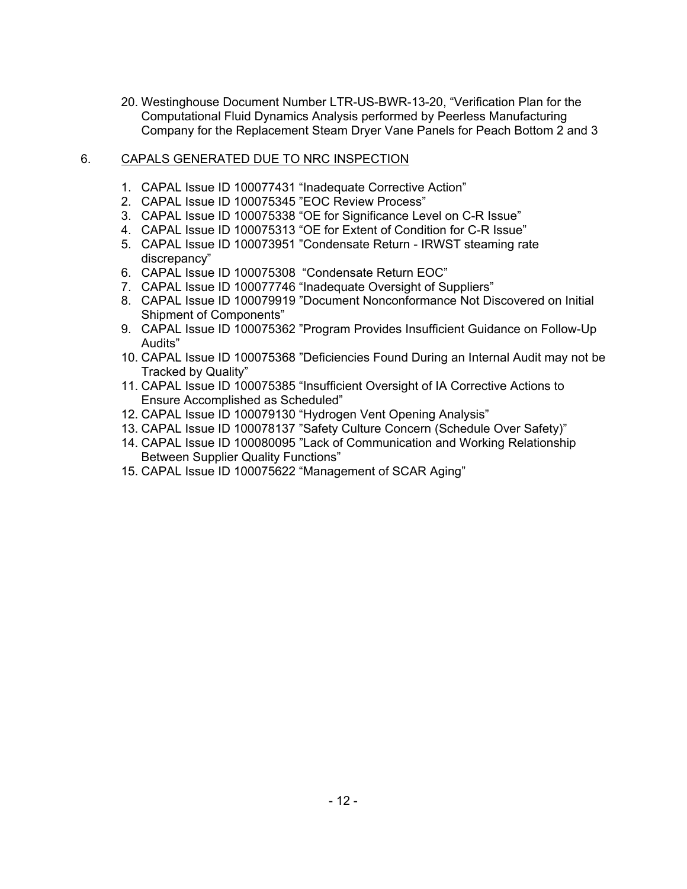20. Westinghouse Document Number LTR-US-BWR-13-20, “Verification Plan for the Computational Fluid Dynamics Analysis performed by Peerless Manufacturing Company for the Replacement Steam Dryer Vane Panels for Peach Bottom 2 and 3

6. CAPALS GENERATED DUE TO NRC INSPECTION

1. CAPAL Issue ID 100077431 “Inadequate Corrective Action”
2. CAPAL Issue ID 100075345 ”EOC Review Process”
3. CAPAL Issue ID 100075338 “OE for Significance Level on C-R Issue”
4. CAPAL Issue ID 100075313 “OE for Extent of Condition for C-R Issue”
5. CAPAL Issue ID 100073951 ”Condensate Return - IRWST steaming rate discrepancy”
6. CAPAL Issue ID 100075308 “Condensate Return EOC”
7. CAPAL Issue ID 100077746 “Inadequate Oversight of Suppliers”
8. CAPAL Issue ID 100079919 ”Document Nonconformance Not Discovered on Initial Shipment of Components”
9. CAPAL Issue ID 100075362 ”Program Provides Insufficient Guidance on Follow-Up Audits”
10. CAPAL Issue ID 100075368 ”Deficiencies Found During an Internal Audit may not be Tracked by Quality”
11. CAPAL Issue ID 100075385 “Insufficient Oversight of IA Corrective Actions to Ensure Accomplished as Scheduled”
12. CAPAL Issue ID 100079130 “Hydrogen Vent Opening Analysis”
13. CAPAL Issue ID 100078137 ”Safety Culture Concern (Schedule Over Safety)”
14. CAPAL Issue ID 100080095 ”Lack of Communication and Working Relationship Between Supplier Quality Functions”
15. CAPAL Issue ID 100075622 “Management of SCAR Aging”